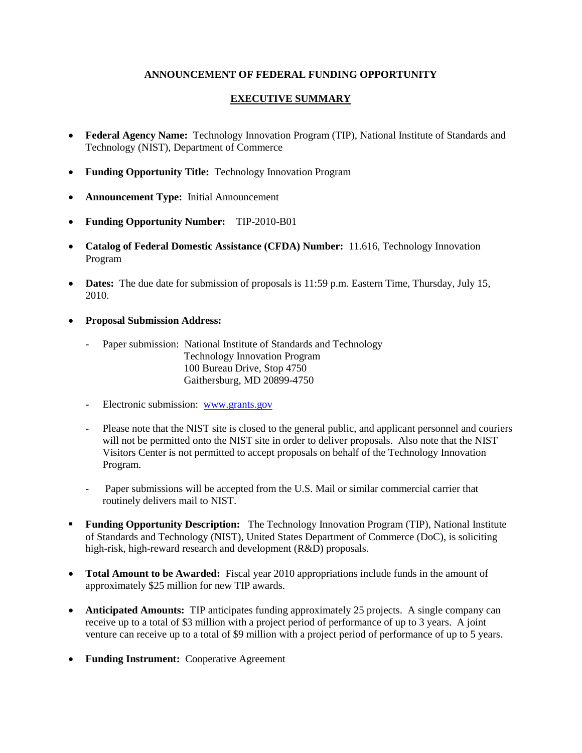**ANNOUNCEMENT OF FEDERAL FUNDING OPPORTUNITY**

**EXECUTIVE SUMMARY**

- **Federal Agency Name:** Technology Innovation Program (TIP), National Institute of Standards and Technology (NIST), Department of Commerce

- **Funding Opportunity Title:** Technology Innovation Program

- **Announcement Type:** Initial Announcement

- **Funding Opportunity Number:** TIP-2010-B01

- **Catalog of Federal Domestic Assistance (CFDA) Number:** 11.616, Technology Innovation Program

- **Dates:** The due date for submission of proposals is 11:59 p.m. Eastern Time, Thursday, July 15, 2010.

- **Proposal Submission Address:**

  - Paper submission: National Institute of Standards and Technology
    Technology Innovation Program
    100 Bureau Drive, Stop 4750
    Gaithersburg, MD 20899-4750

  - Electronic submission: www.grants.gov

  - Please note that the NIST site is closed to the general public, and applicant personnel and couriers will not be permitted onto the NIST site in order to deliver proposals. Also note that the NIST Visitors Center is not permitted to accept proposals on behalf of the Technology Innovation Program.

  - Paper submissions will be accepted from the U.S. Mail or similar commercial carrier that routinely delivers mail to NIST.

- **Funding Opportunity Description:** The Technology Innovation Program (TIP), National Institute of Standards and Technology (NIST), United States Department of Commerce (DoC), is soliciting high-risk, high-reward research and development (R&D) proposals.

- **Total Amount to be Awarded:** Fiscal year 2010 appropriations include funds in the amount of approximately $25 million for new TIP awards.

- **Anticipated Amounts:** TIP anticipates funding approximately 25 projects. A single company can receive up to a total of $3 million with a project period of performance of up to 3 years. A joint venture can receive up to a total of $9 million with a project period of performance of up to 5 years.

- **Funding Instrument:** Cooperative Agreement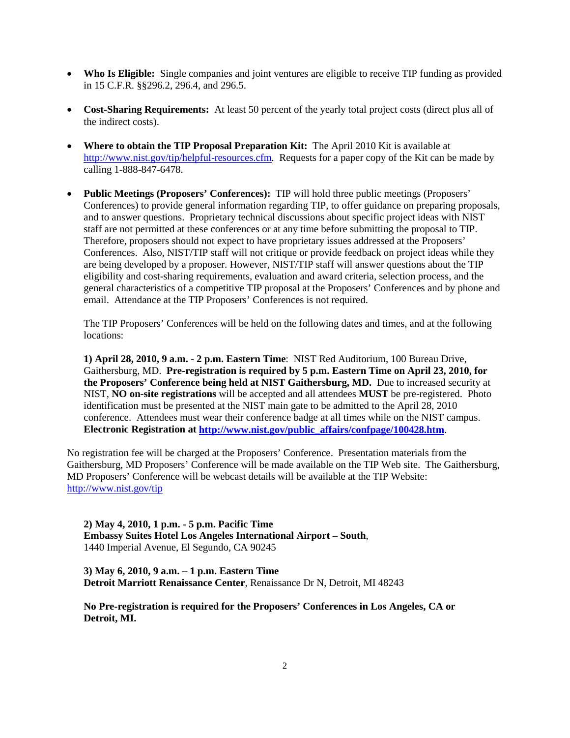- **Who Is Eligible:** Single companies and joint ventures are eligible to receive TIP funding as provided in 15 C.F.R. §§296.2, 296.4, and 296.5.

- **Cost-Sharing Requirements:** At least 50 percent of the yearly total project costs (direct plus all of the indirect costs).

- **Where to obtain the TIP Proposal Preparation Kit:** The April 2010 Kit is available at http://www.nist.gov/tip/helpful-resources.cfm. Requests for a paper copy of the Kit can be made by calling 1-888-847-6478.

- **Public Meetings (Proposers' Conferences):** TIP will hold three public meetings (Proposers' Conferences) to provide general information regarding TIP, to offer guidance on preparing proposals, and to answer questions. Proprietary technical discussions about specific project ideas with NIST staff are not permitted at these conferences or at any time before submitting the proposal to TIP. Therefore, proposers should not expect to have proprietary issues addressed at the Proposers' Conferences. Also, NIST/TIP staff will not critique or provide feedback on project ideas while they are being developed by a proposer. However, NIST/TIP staff will answer questions about the TIP eligibility and cost-sharing requirements, evaluation and award criteria, selection process, and the general characteristics of a competitive TIP proposal at the Proposers' Conferences and by phone and email. Attendance at the TIP Proposers' Conferences is not required.

  The TIP Proposers' Conferences will be held on the following dates and times, and at the following locations:

  **1) April 28, 2010, 9 a.m. - 2 p.m. Eastern Time**: NIST Red Auditorium, 100 Bureau Drive, Gaithersburg, MD. **Pre-registration is required by 5 p.m. Eastern Time on April 23, 2010, for the Proposers' Conference being held at NIST Gaithersburg, MD.** Due to increased security at NIST, **NO on-site registrations** will be accepted and all attendees **MUST** be pre-registered. Photo identification must be presented at the NIST main gate to be admitted to the April 28, 2010 conference. Attendees must wear their conference badge at all times while on the NIST campus. **Electronic Registration at http://www.nist.gov/public_affairs/confpage/100428.htm**.

No registration fee will be charged at the Proposers' Conference. Presentation materials from the Gaithersburg, MD Proposers' Conference will be made available on the TIP Web site. The Gaithersburg, MD Proposers' Conference will be webcast details will be available at the TIP Website: http://www.nist.gov/tip

**2) May 4, 2010, 1 p.m. - 5 p.m. Pacific Time**
**Embassy Suites Hotel Los Angeles International Airport – South**,
1440 Imperial Avenue, El Segundo, CA 90245

**3) May 6, 2010, 9 a.m. – 1 p.m. Eastern Time**
**Detroit Marriott Renaissance Center**, Renaissance Dr N, Detroit, MI 48243

**No Pre-registration is required for the Proposers' Conferences in Los Angeles, CA or Detroit, MI.**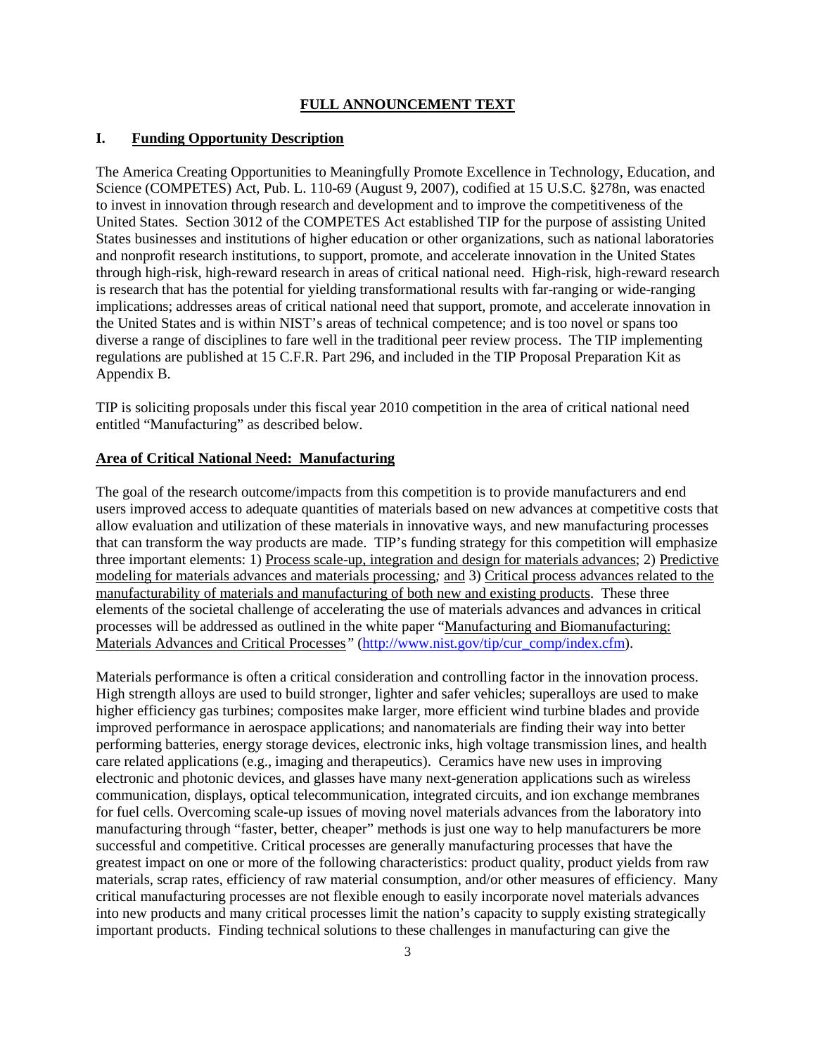## FULL ANNOUNCEMENT TEXT

## I. Funding Opportunity Description

The America Creating Opportunities to Meaningfully Promote Excellence in Technology, Education, and Science (COMPETES) Act, Pub. L. 110-69 (August 9, 2007), codified at 15 U.S.C. §278n, was enacted to invest in innovation through research and development and to improve the competitiveness of the United States. Section 3012 of the COMPETES Act established TIP for the purpose of assisting United States businesses and institutions of higher education or other organizations, such as national laboratories and nonprofit research institutions, to support, promote, and accelerate innovation in the United States through high-risk, high-reward research in areas of critical national need. High-risk, high-reward research is research that has the potential for yielding transformational results with far-ranging or wide-ranging implications; addresses areas of critical national need that support, promote, and accelerate innovation in the United States and is within NIST's areas of technical competence; and is too novel or spans too diverse a range of disciplines to fare well in the traditional peer review process. The TIP implementing regulations are published at 15 C.F.R. Part 296, and included in the TIP Proposal Preparation Kit as Appendix B.

TIP is soliciting proposals under this fiscal year 2010 competition in the area of critical national need entitled "Manufacturing" as described below.

### Area of Critical National Need: Manufacturing

The goal of the research outcome/impacts from this competition is to provide manufacturers and end users improved access to adequate quantities of materials based on new advances at competitive costs that allow evaluation and utilization of these materials in innovative ways, and new manufacturing processes that can transform the way products are made. TIP's funding strategy for this competition will emphasize three important elements: 1) Process scale-up, integration and design for materials advances; 2) Predictive modeling for materials advances and materials processing; and 3) Critical process advances related to the manufacturability of materials and manufacturing of both new and existing products. These three elements of the societal challenge of accelerating the use of materials advances and advances in critical processes will be addressed as outlined in the white paper "Manufacturing and Biomanufacturing: Materials Advances and Critical Processes" (http://www.nist.gov/tip/cur_comp/index.cfm).

Materials performance is often a critical consideration and controlling factor in the innovation process. High strength alloys are used to build stronger, lighter and safer vehicles; superalloys are used to make higher efficiency gas turbines; composites make larger, more efficient wind turbine blades and provide improved performance in aerospace applications; and nanomaterials are finding their way into better performing batteries, energy storage devices, electronic inks, high voltage transmission lines, and health care related applications (e.g., imaging and therapeutics). Ceramics have new uses in improving electronic and photonic devices, and glasses have many next-generation applications such as wireless communication, displays, optical telecommunication, integrated circuits, and ion exchange membranes for fuel cells. Overcoming scale-up issues of moving novel materials advances from the laboratory into manufacturing through "faster, better, cheaper" methods is just one way to help manufacturers be more successful and competitive. Critical processes are generally manufacturing processes that have the greatest impact on one or more of the following characteristics: product quality, product yields from raw materials, scrap rates, efficiency of raw material consumption, and/or other measures of efficiency. Many critical manufacturing processes are not flexible enough to easily incorporate novel materials advances into new products and many critical processes limit the nation's capacity to supply existing strategically important products. Finding technical solutions to these challenges in manufacturing can give the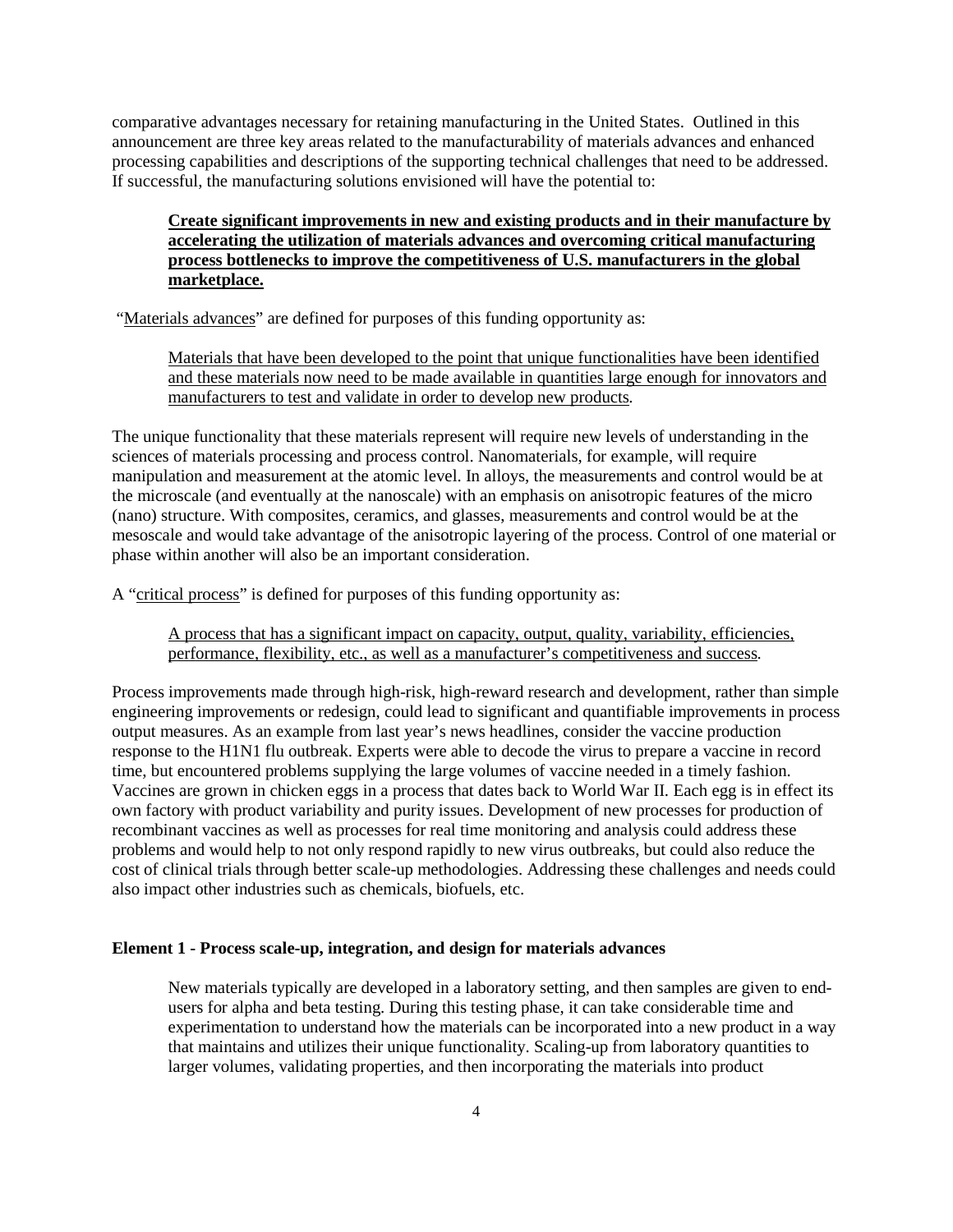comparative advantages necessary for retaining manufacturing in the United States. Outlined in this announcement are three key areas related to the manufacturability of materials advances and enhanced processing capabilities and descriptions of the supporting technical challenges that need to be addressed. If successful, the manufacturing solutions envisioned will have the potential to:

> <u>**Create significant improvements in new and existing products and in their manufacture by accelerating the utilization of materials advances and overcoming critical manufacturing process bottlenecks to improve the competitiveness of U.S. manufacturers in the global marketplace.**</u>

"<u>Materials advances</u>" are defined for purposes of this funding opportunity as:

> <u>Materials that have been developed to the point that unique functionalities have been identified and these materials now need to be made available in quantities large enough for innovators and manufacturers to test and validate in order to develop new products</u>.

The unique functionality that these materials represent will require new levels of understanding in the sciences of materials processing and process control. Nanomaterials, for example, will require manipulation and measurement at the atomic level. In alloys, the measurements and control would be at the microscale (and eventually at the nanoscale) with an emphasis on anisotropic features of the micro (nano) structure. With composites, ceramics, and glasses, measurements and control would be at the mesoscale and would take advantage of the anisotropic layering of the process. Control of one material or phase within another will also be an important consideration.

A "<u>critical process</u>" is defined for purposes of this funding opportunity as:

> <u>A process that has a significant impact on capacity, output, quality, variability, efficiencies, performance, flexibility, etc., as well as a manufacturer's competitiveness and success</u>.

Process improvements made through high-risk, high-reward research and development, rather than simple engineering improvements or redesign, could lead to significant and quantifiable improvements in process output measures. As an example from last year's news headlines, consider the vaccine production response to the H1N1 flu outbreak. Experts were able to decode the virus to prepare a vaccine in record time, but encountered problems supplying the large volumes of vaccine needed in a timely fashion. Vaccines are grown in chicken eggs in a process that dates back to World War II. Each egg is in effect its own factory with product variability and purity issues. Development of new processes for production of recombinant vaccines as well as processes for real time monitoring and analysis could address these problems and would help to not only respond rapidly to new virus outbreaks, but could also reduce the cost of clinical trials through better scale-up methodologies. Addressing these challenges and needs could also impact other industries such as chemicals, biofuels, etc.

### Element 1 - Process scale-up, integration, and design for materials advances

New materials typically are developed in a laboratory setting, and then samples are given to end-users for alpha and beta testing. During this testing phase, it can take considerable time and experimentation to understand how the materials can be incorporated into a new product in a way that maintains and utilizes their unique functionality. Scaling-up from laboratory quantities to larger volumes, validating properties, and then incorporating the materials into product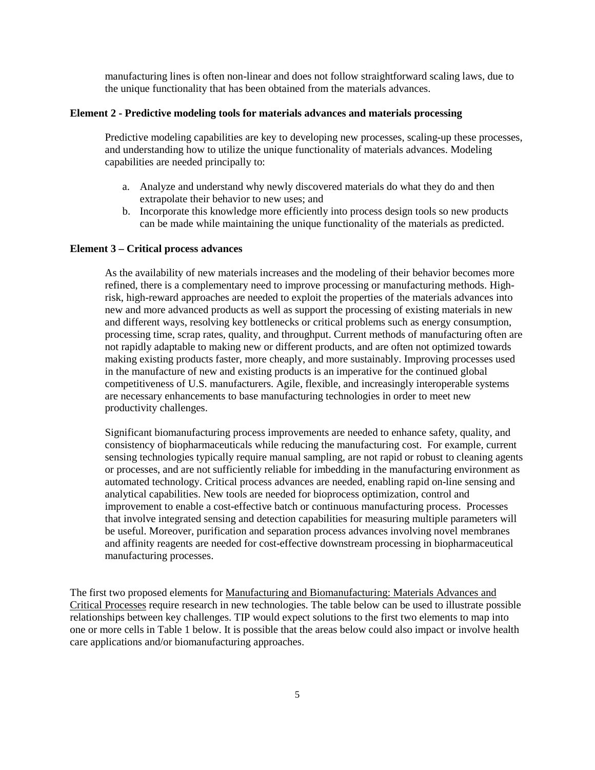manufacturing lines is often non-linear and does not follow straightforward scaling laws, due to the unique functionality that has been obtained from the materials advances.

**Element 2 - Predictive modeling tools for materials advances and materials processing**

Predictive modeling capabilities are key to developing new processes, scaling-up these processes, and understanding how to utilize the unique functionality of materials advances. Modeling capabilities are needed principally to:

a. Analyze and understand why newly discovered materials do what they do and then extrapolate their behavior to new uses; and
b. Incorporate this knowledge more efficiently into process design tools so new products can be made while maintaining the unique functionality of the materials as predicted.

**Element 3 – Critical process advances**

As the availability of new materials increases and the modeling of their behavior becomes more refined, there is a complementary need to improve processing or manufacturing methods. High-risk, high-reward approaches are needed to exploit the properties of the materials advances into new and more advanced products as well as support the processing of existing materials in new and different ways, resolving key bottlenecks or critical problems such as energy consumption, processing time, scrap rates, quality, and throughput. Current methods of manufacturing often are not rapidly adaptable to making new or different products, and are often not optimized towards making existing products faster, more cheaply, and more sustainably. Improving processes used in the manufacture of new and existing products is an imperative for the continued global competitiveness of U.S. manufacturers. Agile, flexible, and increasingly interoperable systems are necessary enhancements to base manufacturing technologies in order to meet new productivity challenges.

Significant biomanufacturing process improvements are needed to enhance safety, quality, and consistency of biopharmaceuticals while reducing the manufacturing cost. For example, current sensing technologies typically require manual sampling, are not rapid or robust to cleaning agents or processes, and are not sufficiently reliable for imbedding in the manufacturing environment as automated technology. Critical process advances are needed, enabling rapid on-line sensing and analytical capabilities. New tools are needed for bioprocess optimization, control and improvement to enable a cost-effective batch or continuous manufacturing process. Processes that involve integrated sensing and detection capabilities for measuring multiple parameters will be useful. Moreover, purification and separation process advances involving novel membranes and affinity reagents are needed for cost-effective downstream processing in biopharmaceutical manufacturing processes.

The first two proposed elements for Manufacturing and Biomanufacturing: Materials Advances and Critical Processes require research in new technologies. The table below can be used to illustrate possible relationships between key challenges. TIP would expect solutions to the first two elements to map into one or more cells in Table 1 below. It is possible that the areas below could also impact or involve health care applications and/or biomanufacturing approaches.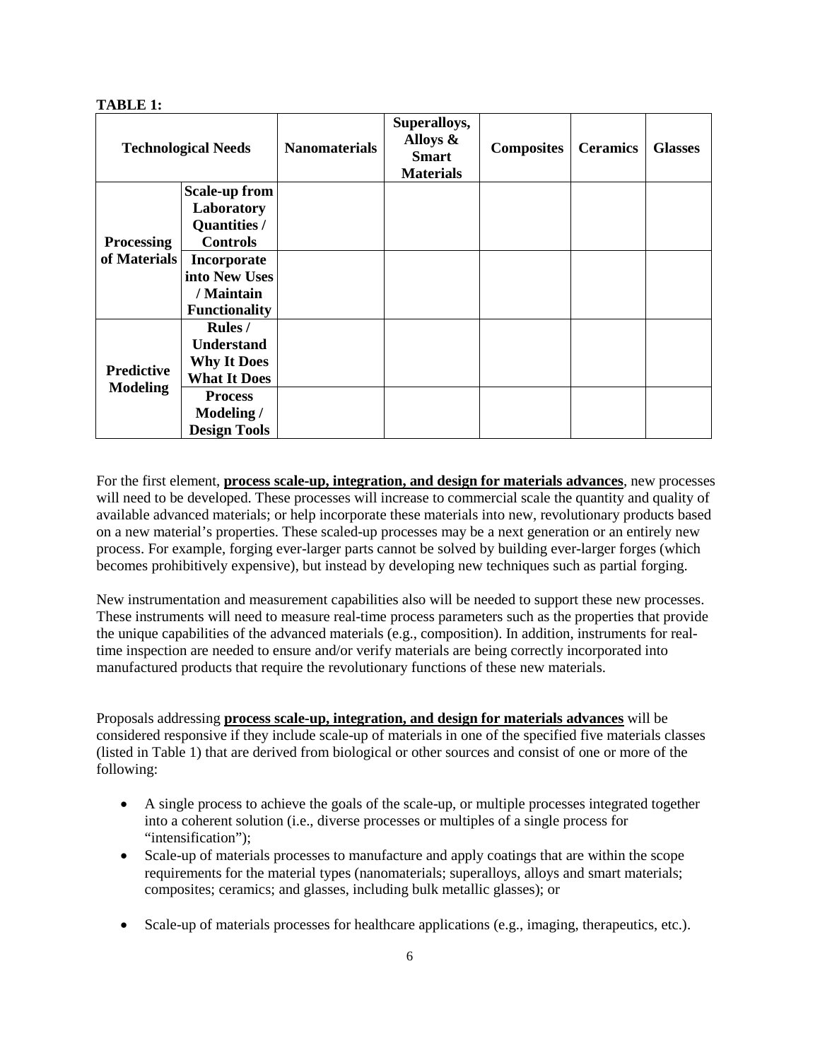**TABLE 1:**

| Technological Needs | | Nanomaterials | Superalloys, Alloys & Smart Materials | Composites | Ceramics | Glasses |
|---|---|---|---|---|---|---|
| Processing of Materials | Scale-up from Laboratory Quantities / Controls | | | | | |
| | Incorporate into New Uses / Maintain Functionality | | | | | |
| Predictive Modeling | Rules / Understand Why It Does What It Does | | | | | |
| | Process Modeling / Design Tools | | | | | |

For the first element, **process scale-up, integration, and design for materials advances**, new processes will need to be developed. These processes will increase to commercial scale the quantity and quality of available advanced materials; or help incorporate these materials into new, revolutionary products based on a new material's properties. These scaled-up processes may be a next generation or an entirely new process. For example, forging ever-larger parts cannot be solved by building ever-larger forges (which becomes prohibitively expensive), but instead by developing new techniques such as partial forging.

New instrumentation and measurement capabilities also will be needed to support these new processes. These instruments will need to measure real-time process parameters such as the properties that provide the unique capabilities of the advanced materials (e.g., composition). In addition, instruments for real-time inspection are needed to ensure and/or verify materials are being correctly incorporated into manufactured products that require the revolutionary functions of these new materials.

Proposals addressing **process scale-up, integration, and design for materials advances** will be considered responsive if they include scale-up of materials in one of the specified five materials classes (listed in Table 1) that are derived from biological or other sources and consist of one or more of the following:

- A single process to achieve the goals of the scale-up, or multiple processes integrated together into a coherent solution (i.e., diverse processes or multiples of a single process for "intensification");
- Scale-up of materials processes to manufacture and apply coatings that are within the scope requirements for the material types (nanomaterials; superalloys, alloys and smart materials; composites; ceramics; and glasses, including bulk metallic glasses); or
- Scale-up of materials processes for healthcare applications (e.g., imaging, therapeutics, etc.).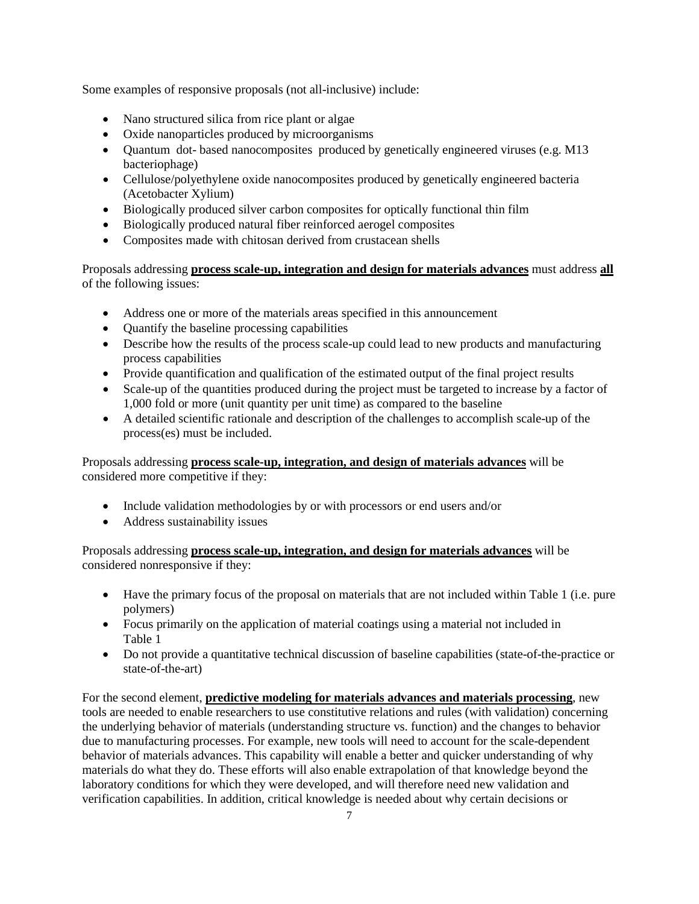Some examples of responsive proposals (not all-inclusive) include:

- Nano structured silica from rice plant or algae
- Oxide nanoparticles produced by microorganisms
- Quantum dot- based nanocomposites produced by genetically engineered viruses (e.g. M13 bacteriophage)
- Cellulose/polyethylene oxide nanocomposites produced by genetically engineered bacteria (Acetobacter Xylium)
- Biologically produced silver carbon composites for optically functional thin film
- Biologically produced natural fiber reinforced aerogel composites
- Composites made with chitosan derived from crustacean shells

Proposals addressing **process scale-up, integration and design for materials advances** must address **all** of the following issues:

- Address one or more of the materials areas specified in this announcement
- Quantify the baseline processing capabilities
- Describe how the results of the process scale-up could lead to new products and manufacturing process capabilities
- Provide quantification and qualification of the estimated output of the final project results
- Scale-up of the quantities produced during the project must be targeted to increase by a factor of 1,000 fold or more (unit quantity per unit time) as compared to the baseline
- A detailed scientific rationale and description of the challenges to accomplish scale-up of the process(es) must be included.

Proposals addressing **process scale-up, integration, and design of materials advances** will be considered more competitive if they:

- Include validation methodologies by or with processors or end users and/or
- Address sustainability issues

Proposals addressing **process scale-up, integration, and design for materials advances** will be considered nonresponsive if they:

- Have the primary focus of the proposal on materials that are not included within Table 1 (i.e. pure polymers)
- Focus primarily on the application of material coatings using a material not included in Table 1
- Do not provide a quantitative technical discussion of baseline capabilities (state-of-the-practice or state-of-the-art)

For the second element, **predictive modeling for materials advances and materials processing**, new tools are needed to enable researchers to use constitutive relations and rules (with validation) concerning the underlying behavior of materials (understanding structure vs. function) and the changes to behavior due to manufacturing processes. For example, new tools will need to account for the scale-dependent behavior of materials advances. This capability will enable a better and quicker understanding of why materials do what they do. These efforts will also enable extrapolation of that knowledge beyond the laboratory conditions for which they were developed, and will therefore need new validation and verification capabilities. In addition, critical knowledge is needed about why certain decisions or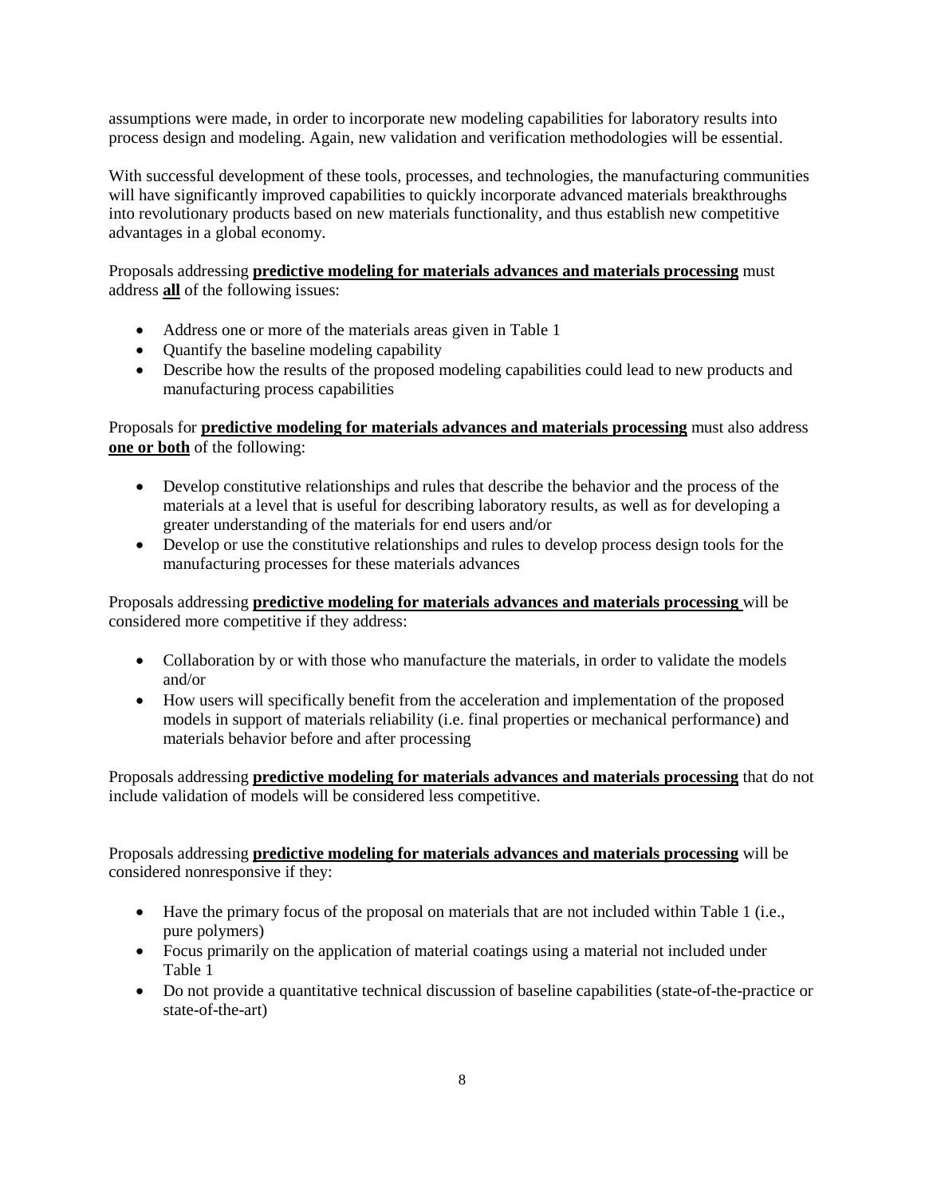assumptions were made, in order to incorporate new modeling capabilities for laboratory results into process design and modeling. Again, new validation and verification methodologies will be essential.

With successful development of these tools, processes, and technologies, the manufacturing communities will have significantly improved capabilities to quickly incorporate advanced materials breakthroughs into revolutionary products based on new materials functionality, and thus establish new competitive advantages in a global economy.

Proposals addressing **predictive modeling for materials advances and materials processing** must address **all** of the following issues:

- Address one or more of the materials areas given in Table 1
- Quantify the baseline modeling capability
- Describe how the results of the proposed modeling capabilities could lead to new products and manufacturing process capabilities

Proposals for **predictive modeling for materials advances and materials processing** must also address **one or both** of the following:

- Develop constitutive relationships and rules that describe the behavior and the process of the materials at a level that is useful for describing laboratory results, as well as for developing a greater understanding of the materials for end users and/or
- Develop or use the constitutive relationships and rules to develop process design tools for the manufacturing processes for these materials advances

Proposals addressing **predictive modeling for materials advances and materials processing** will be considered more competitive if they address:

- Collaboration by or with those who manufacture the materials, in order to validate the models and/or
- How users will specifically benefit from the acceleration and implementation of the proposed models in support of materials reliability (i.e. final properties or mechanical performance) and materials behavior before and after processing

Proposals addressing **predictive modeling for materials advances and materials processing** that do not include validation of models will be considered less competitive.

Proposals addressing **predictive modeling for materials advances and materials processing** will be considered nonresponsive if they:

- Have the primary focus of the proposal on materials that are not included within Table 1 (i.e., pure polymers)
- Focus primarily on the application of material coatings using a material not included under Table 1
- Do not provide a quantitative technical discussion of baseline capabilities (state-of-the-practice or state-of-the-art)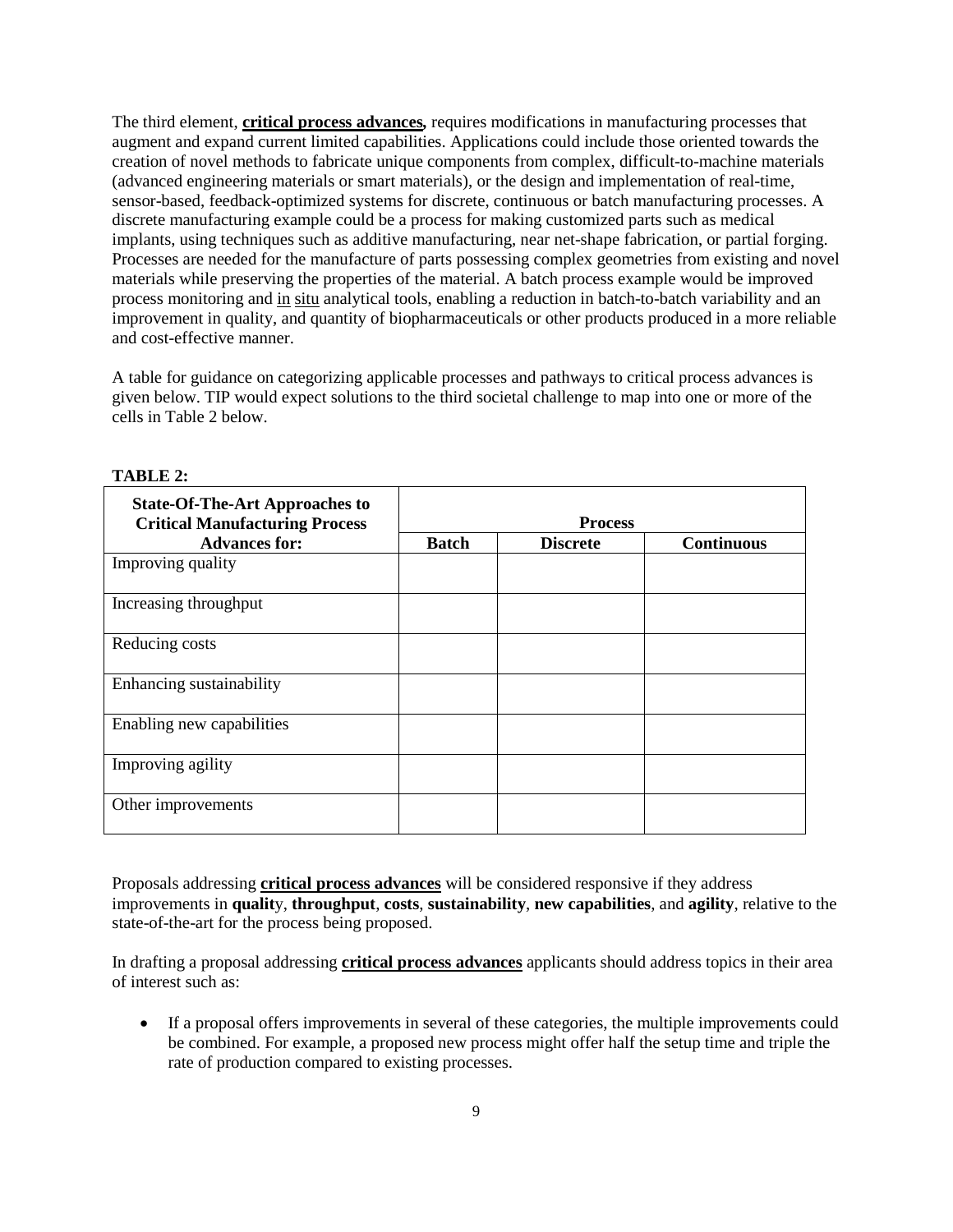The third element, **critical process advances,** requires modifications in manufacturing processes that augment and expand current limited capabilities. Applications could include those oriented towards the creation of novel methods to fabricate unique components from complex, difficult-to-machine materials (advanced engineering materials or smart materials), or the design and implementation of real-time, sensor-based, feedback-optimized systems for discrete, continuous or batch manufacturing processes. A discrete manufacturing example could be a process for making customized parts such as medical implants, using techniques such as additive manufacturing, near net-shape fabrication, or partial forging. Processes are needed for the manufacture of parts possessing complex geometries from existing and novel materials while preserving the properties of the material. A batch process example would be improved process monitoring and in situ analytical tools, enabling a reduction in batch-to-batch variability and an improvement in quality, and quantity of biopharmaceuticals or other products produced in a more reliable and cost-effective manner.

A table for guidance on categorizing applicable processes and pathways to critical process advances is given below. TIP would expect solutions to the third societal challenge to map into one or more of the cells in Table 2 below.

**TABLE 2:**

| State-Of-The-Art Approaches to Critical Manufacturing Process Advances for: | Process | | |
|---|---|---|---|
| | Batch | Discrete | Continuous |
| Improving quality | | | |
| Increasing throughput | | | |
| Reducing costs | | | |
| Enhancing sustainability | | | |
| Enabling new capabilities | | | |
| Improving agility | | | |
| Other improvements | | | |

Proposals addressing **critical process advances** will be considered responsive if they address improvements in **quality**, **throughput**, **costs**, **sustainability**, **new capabilities**, and **agility**, relative to the state-of-the-art for the process being proposed.

In drafting a proposal addressing **critical process advances** applicants should address topics in their area of interest such as:

- If a proposal offers improvements in several of these categories, the multiple improvements could be combined. For example, a proposed new process might offer half the setup time and triple the rate of production compared to existing processes.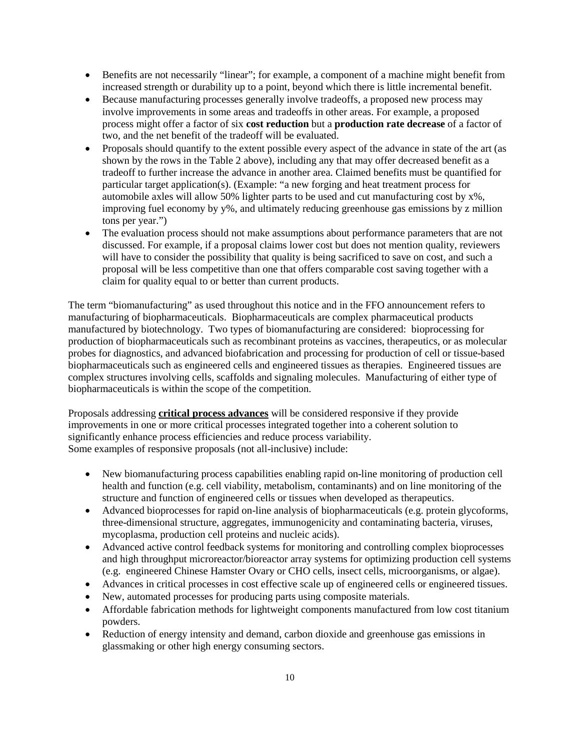- Benefits are not necessarily "linear"; for example, a component of a machine might benefit from increased strength or durability up to a point, beyond which there is little incremental benefit.
- Because manufacturing processes generally involve tradeoffs, a proposed new process may involve improvements in some areas and tradeoffs in other areas. For example, a proposed process might offer a factor of six **cost reduction** but a **production rate decrease** of a factor of two, and the net benefit of the tradeoff will be evaluated.
- Proposals should quantify to the extent possible every aspect of the advance in state of the art (as shown by the rows in the Table 2 above), including any that may offer decreased benefit as a tradeoff to further increase the advance in another area. Claimed benefits must be quantified for particular target application(s). (Example: "a new forging and heat treatment process for automobile axles will allow 50% lighter parts to be used and cut manufacturing cost by x%, improving fuel economy by y%, and ultimately reducing greenhouse gas emissions by z million tons per year.")
- The evaluation process should not make assumptions about performance parameters that are not discussed. For example, if a proposal claims lower cost but does not mention quality, reviewers will have to consider the possibility that quality is being sacrificed to save on cost, and such a proposal will be less competitive than one that offers comparable cost saving together with a claim for quality equal to or better than current products.

The term "biomanufacturing" as used throughout this notice and in the FFO announcement refers to manufacturing of biopharmaceuticals. Biopharmaceuticals are complex pharmaceutical products manufactured by biotechnology. Two types of biomanufacturing are considered: bioprocessing for production of biopharmaceuticals such as recombinant proteins as vaccines, therapeutics, or as molecular probes for diagnostics, and advanced biofabrication and processing for production of cell or tissue-based biopharmaceuticals such as engineered cells and engineered tissues as therapies. Engineered tissues are complex structures involving cells, scaffolds and signaling molecules. Manufacturing of either type of biopharmaceuticals is within the scope of the competition.

Proposals addressing **critical process advances** will be considered responsive if they provide improvements in one or more critical processes integrated together into a coherent solution to significantly enhance process efficiencies and reduce process variability.
Some examples of responsive proposals (not all-inclusive) include:

- New biomanufacturing process capabilities enabling rapid on-line monitoring of production cell health and function (e.g. cell viability, metabolism, contaminants) and on line monitoring of the structure and function of engineered cells or tissues when developed as therapeutics.
- Advanced bioprocesses for rapid on-line analysis of biopharmaceuticals (e.g. protein glycoforms, three-dimensional structure, aggregates, immunogenicity and contaminating bacteria, viruses, mycoplasma, production cell proteins and nucleic acids).
- Advanced active control feedback systems for monitoring and controlling complex bioprocesses and high throughput microreactor/bioreactor array systems for optimizing production cell systems (e.g. engineered Chinese Hamster Ovary or CHO cells, insect cells, microorganisms, or algae).
- Advances in critical processes in cost effective scale up of engineered cells or engineered tissues.
- New, automated processes for producing parts using composite materials.
- Affordable fabrication methods for lightweight components manufactured from low cost titanium powders.
- Reduction of energy intensity and demand, carbon dioxide and greenhouse gas emissions in glassmaking or other high energy consuming sectors.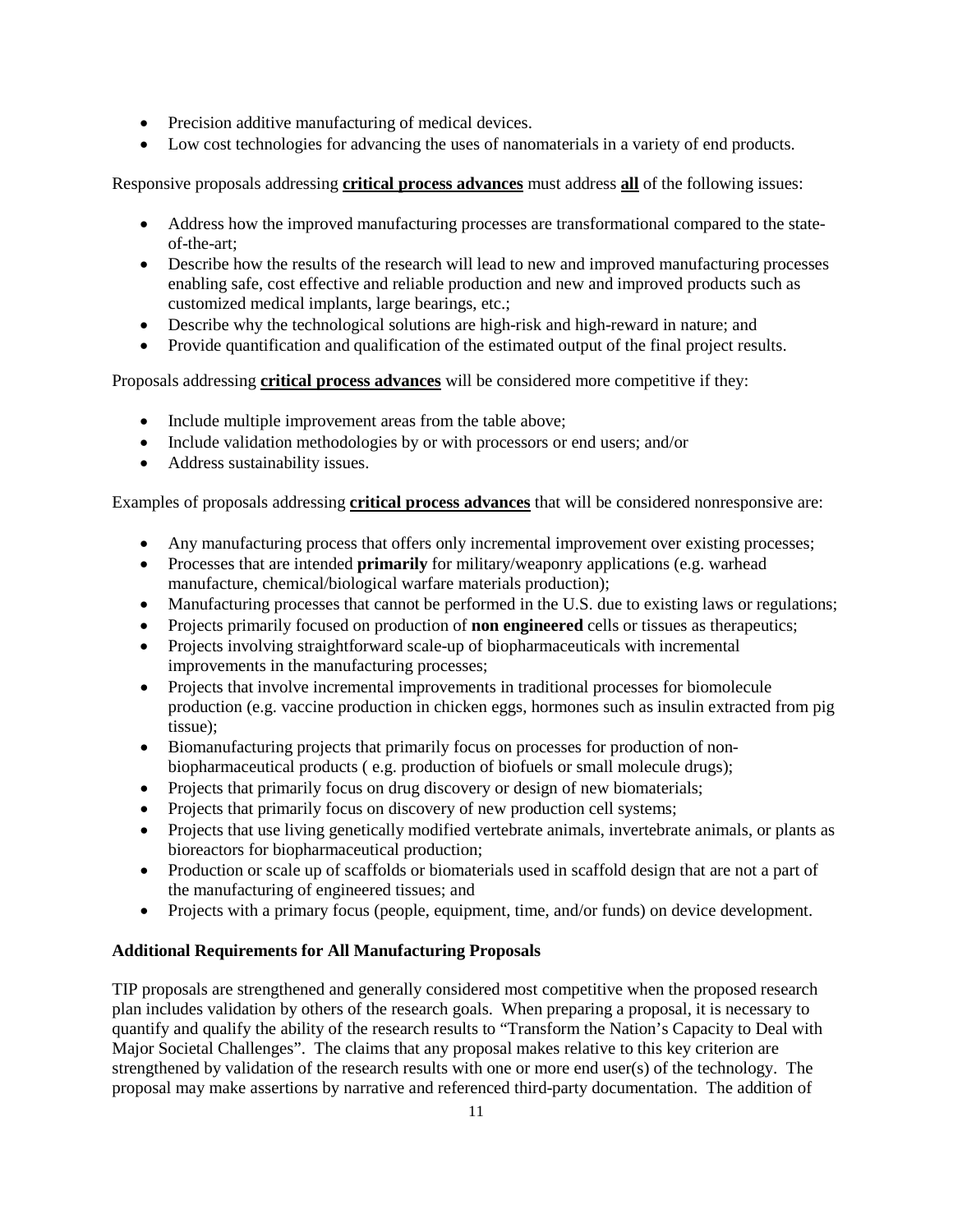- Precision additive manufacturing of medical devices.
- Low cost technologies for advancing the uses of nanomaterials in a variety of end products.

Responsive proposals addressing **critical process advances** must address **all** of the following issues:

- Address how the improved manufacturing processes are transformational compared to the state-of-the-art;
- Describe how the results of the research will lead to new and improved manufacturing processes enabling safe, cost effective and reliable production and new and improved products such as customized medical implants, large bearings, etc.;
- Describe why the technological solutions are high-risk and high-reward in nature; and
- Provide quantification and qualification of the estimated output of the final project results.

Proposals addressing **critical process advances** will be considered more competitive if they:

- Include multiple improvement areas from the table above;
- Include validation methodologies by or with processors or end users; and/or
- Address sustainability issues.

Examples of proposals addressing **critical process advances** that will be considered nonresponsive are:

- Any manufacturing process that offers only incremental improvement over existing processes;
- Processes that are intended **primarily** for military/weaponry applications (e.g. warhead manufacture, chemical/biological warfare materials production);
- Manufacturing processes that cannot be performed in the U.S. due to existing laws or regulations;
- Projects primarily focused on production of **non engineered** cells or tissues as therapeutics;
- Projects involving straightforward scale-up of biopharmaceuticals with incremental improvements in the manufacturing processes;
- Projects that involve incremental improvements in traditional processes for biomolecule production (e.g. vaccine production in chicken eggs, hormones such as insulin extracted from pig tissue);
- Biomanufacturing projects that primarily focus on processes for production of non-biopharmaceutical products ( e.g. production of biofuels or small molecule drugs);
- Projects that primarily focus on drug discovery or design of new biomaterials;
- Projects that primarily focus on discovery of new production cell systems;
- Projects that use living genetically modified vertebrate animals, invertebrate animals, or plants as bioreactors for biopharmaceutical production;
- Production or scale up of scaffolds or biomaterials used in scaffold design that are not a part of the manufacturing of engineered tissues; and
- Projects with a primary focus (people, equipment, time, and/or funds) on device development.

**Additional Requirements for All Manufacturing Proposals**

TIP proposals are strengthened and generally considered most competitive when the proposed research plan includes validation by others of the research goals. When preparing a proposal, it is necessary to quantify and qualify the ability of the research results to "Transform the Nation's Capacity to Deal with Major Societal Challenges". The claims that any proposal makes relative to this key criterion are strengthened by validation of the research results with one or more end user(s) of the technology. The proposal may make assertions by narrative and referenced third-party documentation. The addition of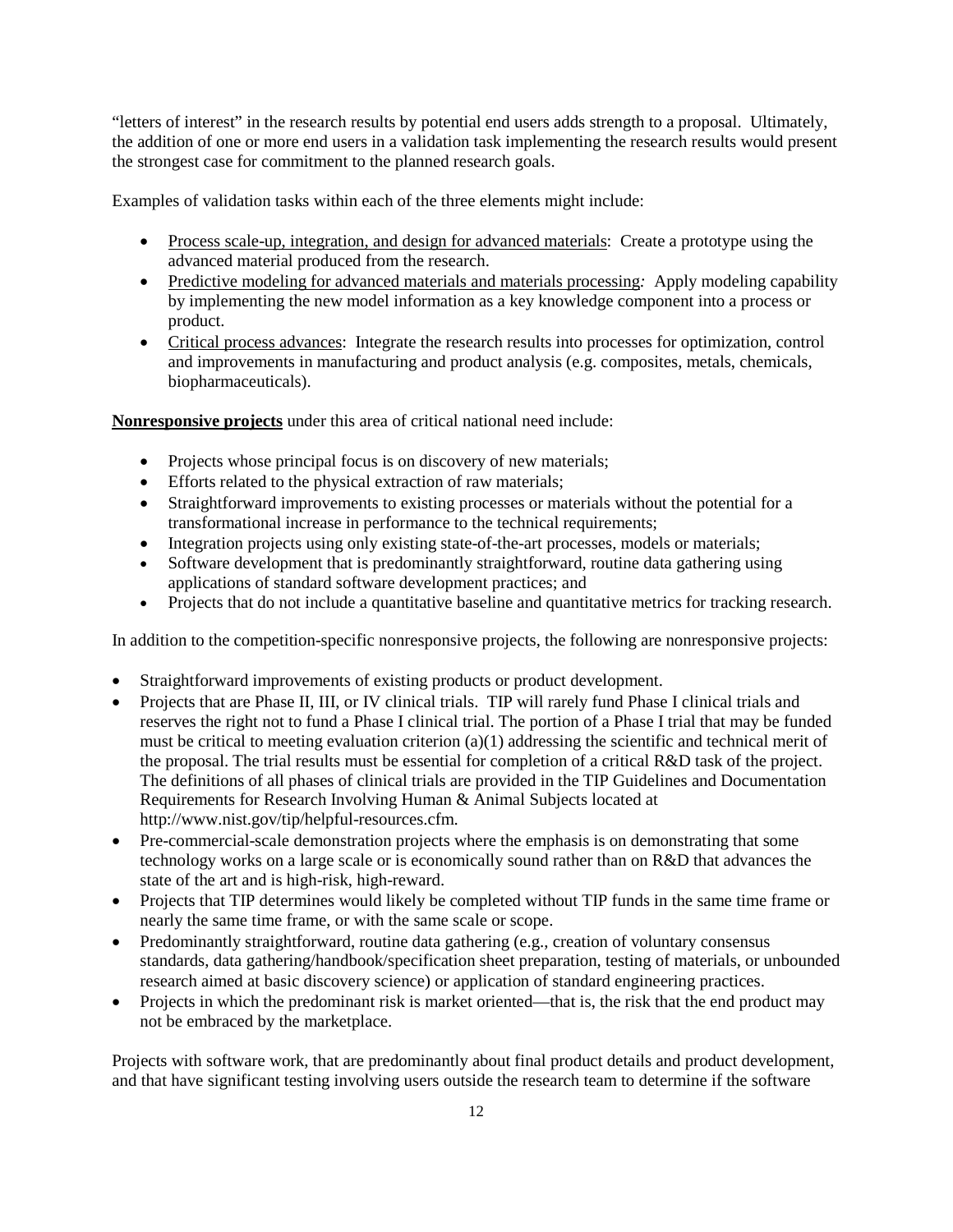"letters of interest" in the research results by potential end users adds strength to a proposal. Ultimately, the addition of one or more end users in a validation task implementing the research results would present the strongest case for commitment to the planned research goals.

Examples of validation tasks within each of the three elements might include:

- Process scale-up, integration, and design for advanced materials: Create a prototype using the advanced material produced from the research.
- Predictive modeling for advanced materials and materials processing*:* Apply modeling capability by implementing the new model information as a key knowledge component into a process or product.
- Critical process advances: Integrate the research results into processes for optimization, control and improvements in manufacturing and product analysis (e.g. composites, metals, chemicals, biopharmaceuticals).

**Nonresponsive projects** under this area of critical national need include:

- Projects whose principal focus is on discovery of new materials;
- Efforts related to the physical extraction of raw materials;
- Straightforward improvements to existing processes or materials without the potential for a transformational increase in performance to the technical requirements;
- Integration projects using only existing state-of-the-art processes, models or materials;
- Software development that is predominantly straightforward, routine data gathering using applications of standard software development practices; and
- Projects that do not include a quantitative baseline and quantitative metrics for tracking research.

In addition to the competition-specific nonresponsive projects, the following are nonresponsive projects:

- Straightforward improvements of existing products or product development.
- Projects that are Phase II, III, or IV clinical trials. TIP will rarely fund Phase I clinical trials and reserves the right not to fund a Phase I clinical trial. The portion of a Phase I trial that may be funded must be critical to meeting evaluation criterion (a)(1) addressing the scientific and technical merit of the proposal. The trial results must be essential for completion of a critical R&D task of the project. The definitions of all phases of clinical trials are provided in the TIP Guidelines and Documentation Requirements for Research Involving Human & Animal Subjects located at http://www.nist.gov/tip/helpful-resources.cfm.
- Pre-commercial-scale demonstration projects where the emphasis is on demonstrating that some technology works on a large scale or is economically sound rather than on R&D that advances the state of the art and is high-risk, high-reward.
- Projects that TIP determines would likely be completed without TIP funds in the same time frame or nearly the same time frame, or with the same scale or scope.
- Predominantly straightforward, routine data gathering (e.g., creation of voluntary consensus standards, data gathering/handbook/specification sheet preparation, testing of materials, or unbounded research aimed at basic discovery science) or application of standard engineering practices.
- Projects in which the predominant risk is market oriented—that is, the risk that the end product may not be embraced by the marketplace.

Projects with software work, that are predominantly about final product details and product development, and that have significant testing involving users outside the research team to determine if the software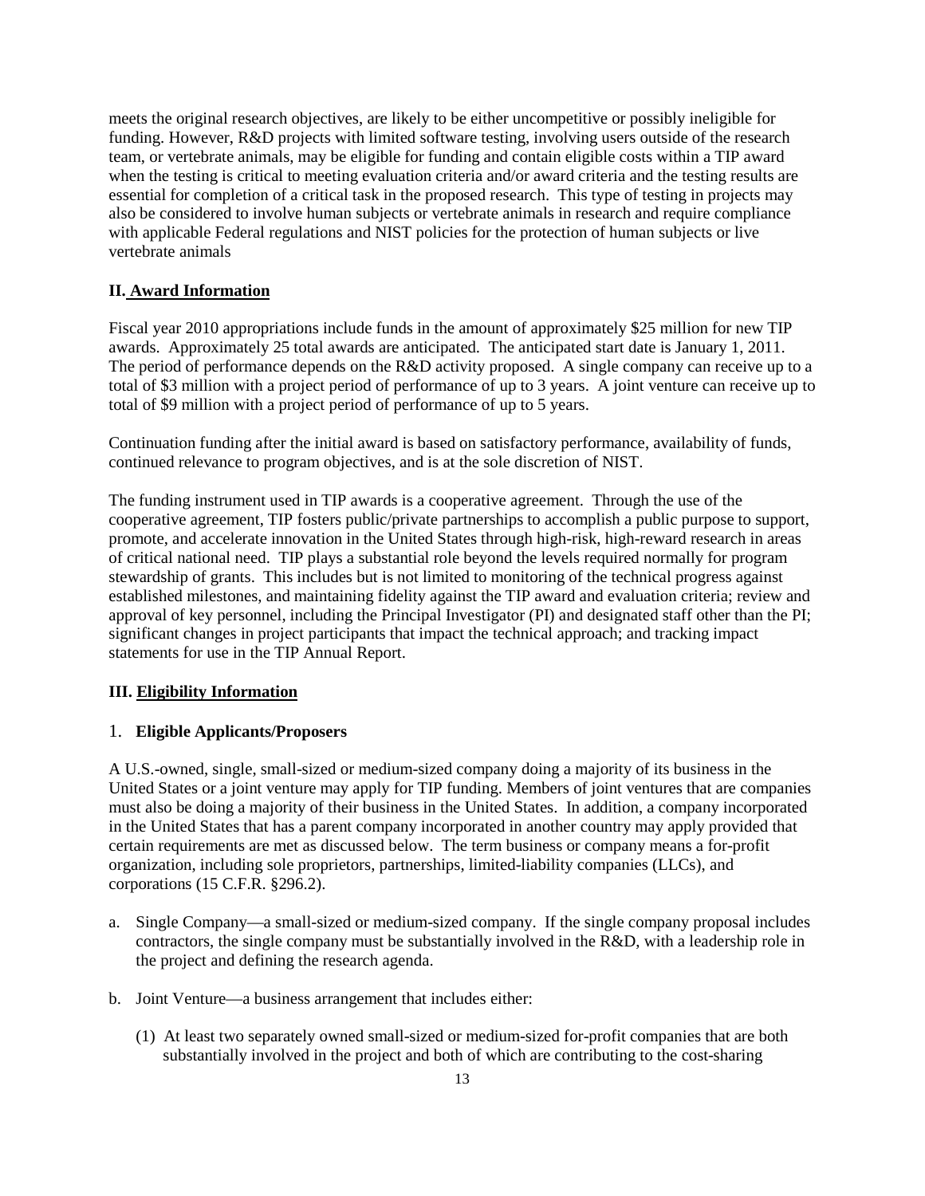meets the original research objectives, are likely to be either uncompetitive or possibly ineligible for funding. However, R&D projects with limited software testing, involving users outside of the research team, or vertebrate animals, may be eligible for funding and contain eligible costs within a TIP award when the testing is critical to meeting evaluation criteria and/or award criteria and the testing results are essential for completion of a critical task in the proposed research. This type of testing in projects may also be considered to involve human subjects or vertebrate animals in research and require compliance with applicable Federal regulations and NIST policies for the protection of human subjects or live vertebrate animals

## II. Award Information

Fiscal year 2010 appropriations include funds in the amount of approximately $25 million for new TIP awards. Approximately 25 total awards are anticipated. The anticipated start date is January 1, 2011. The period of performance depends on the R&D activity proposed. A single company can receive up to a total of $3 million with a project period of performance of up to 3 years. A joint venture can receive up to total of $9 million with a project period of performance of up to 5 years.

Continuation funding after the initial award is based on satisfactory performance, availability of funds, continued relevance to program objectives, and is at the sole discretion of NIST.

The funding instrument used in TIP awards is a cooperative agreement. Through the use of the cooperative agreement, TIP fosters public/private partnerships to accomplish a public purpose to support, promote, and accelerate innovation in the United States through high-risk, high-reward research in areas of critical national need. TIP plays a substantial role beyond the levels required normally for program stewardship of grants. This includes but is not limited to monitoring of the technical progress against established milestones, and maintaining fidelity against the TIP award and evaluation criteria; review and approval of key personnel, including the Principal Investigator (PI) and designated staff other than the PI; significant changes in project participants that impact the technical approach; and tracking impact statements for use in the TIP Annual Report.

## III. Eligibility Information

### 1. Eligible Applicants/Proposers

A U.S.-owned, single, small-sized or medium-sized company doing a majority of its business in the United States or a joint venture may apply for TIP funding. Members of joint ventures that are companies must also be doing a majority of their business in the United States. In addition, a company incorporated in the United States that has a parent company incorporated in another country may apply provided that certain requirements are met as discussed below. The term business or company means a for-profit organization, including sole proprietors, partnerships, limited-liability companies (LLCs), and corporations (15 C.F.R. §296.2).

a. Single Company—a small-sized or medium-sized company. If the single company proposal includes contractors, the single company must be substantially involved in the R&D, with a leadership role in the project and defining the research agenda.

b. Joint Venture—a business arrangement that includes either:

   (1) At least two separately owned small-sized or medium-sized for-profit companies that are both substantially involved in the project and both of which are contributing to the cost-sharing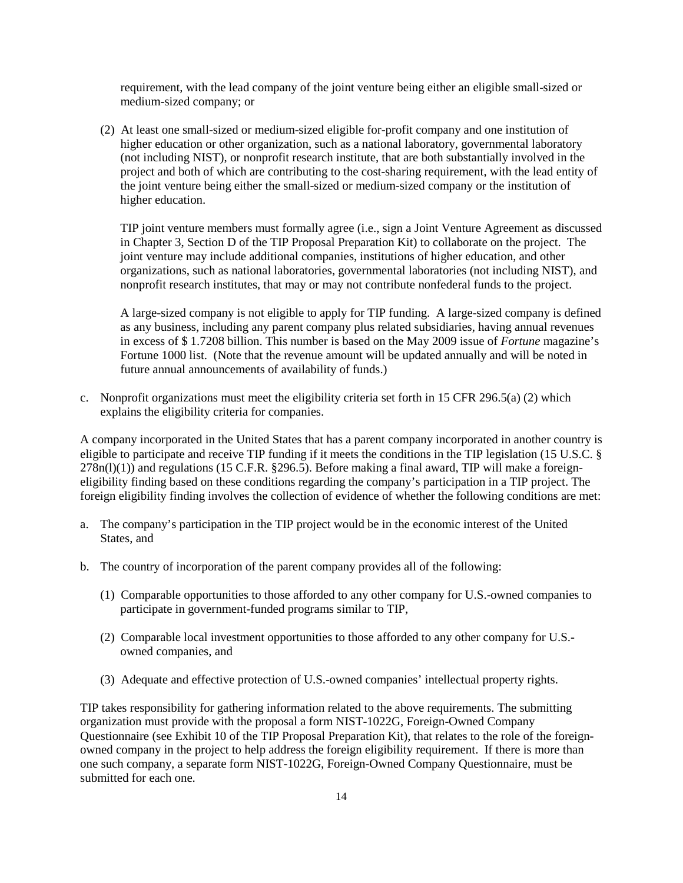requirement, with the lead company of the joint venture being either an eligible small-sized or medium-sized company; or

(2) At least one small-sized or medium-sized eligible for-profit company and one institution of higher education or other organization, such as a national laboratory, governmental laboratory (not including NIST), or nonprofit research institute, that are both substantially involved in the project and both of which are contributing to the cost-sharing requirement, with the lead entity of the joint venture being either the small-sized or medium-sized company or the institution of higher education.

TIP joint venture members must formally agree (i.e., sign a Joint Venture Agreement as discussed in Chapter 3, Section D of the TIP Proposal Preparation Kit) to collaborate on the project. The joint venture may include additional companies, institutions of higher education, and other organizations, such as national laboratories, governmental laboratories (not including NIST), and nonprofit research institutes, that may or may not contribute nonfederal funds to the project.

A large-sized company is not eligible to apply for TIP funding. A large-sized company is defined as any business, including any parent company plus related subsidiaries, having annual revenues in excess of $ 1.7208 billion. This number is based on the May 2009 issue of *Fortune* magazine's Fortune 1000 list. (Note that the revenue amount will be updated annually and will be noted in future annual announcements of availability of funds.)

c. Nonprofit organizations must meet the eligibility criteria set forth in 15 CFR 296.5(a) (2) which explains the eligibility criteria for companies.

A company incorporated in the United States that has a parent company incorporated in another country is eligible to participate and receive TIP funding if it meets the conditions in the TIP legislation (15 U.S.C. § 278n(l)(1)) and regulations (15 C.F.R. §296.5). Before making a final award, TIP will make a foreign-eligibility finding based on these conditions regarding the company's participation in a TIP project. The foreign eligibility finding involves the collection of evidence of whether the following conditions are met:

a. The company's participation in the TIP project would be in the economic interest of the United States, and

b. The country of incorporation of the parent company provides all of the following:

   (1) Comparable opportunities to those afforded to any other company for U.S.-owned companies to participate in government-funded programs similar to TIP,

   (2) Comparable local investment opportunities to those afforded to any other company for U.S.-owned companies, and

   (3) Adequate and effective protection of U.S.-owned companies' intellectual property rights.

TIP takes responsibility for gathering information related to the above requirements. The submitting organization must provide with the proposal a form NIST-1022G, Foreign-Owned Company Questionnaire (see Exhibit 10 of the TIP Proposal Preparation Kit), that relates to the role of the foreign-owned company in the project to help address the foreign eligibility requirement. If there is more than one such company, a separate form NIST-1022G, Foreign-Owned Company Questionnaire, must be submitted for each one.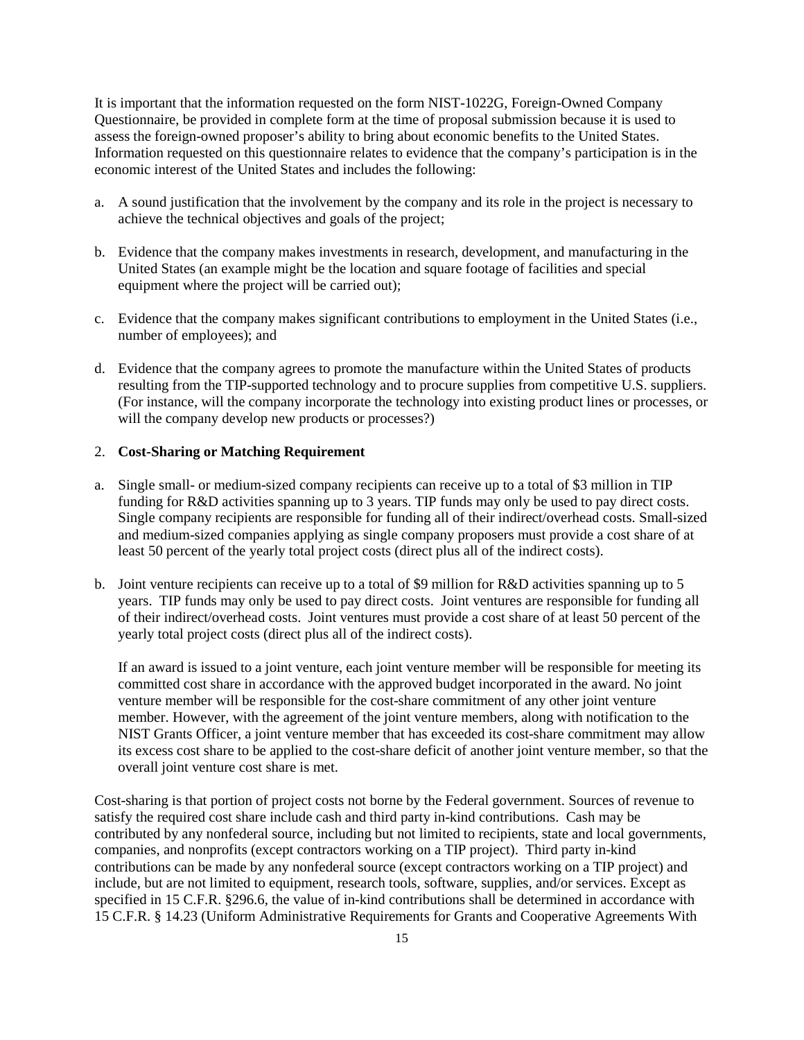It is important that the information requested on the form NIST-1022G, Foreign-Owned Company Questionnaire, be provided in complete form at the time of proposal submission because it is used to assess the foreign-owned proposer's ability to bring about economic benefits to the United States. Information requested on this questionnaire relates to evidence that the company's participation is in the economic interest of the United States and includes the following:

a. A sound justification that the involvement by the company and its role in the project is necessary to achieve the technical objectives and goals of the project;

b. Evidence that the company makes investments in research, development, and manufacturing in the United States (an example might be the location and square footage of facilities and special equipment where the project will be carried out);

c. Evidence that the company makes significant contributions to employment in the United States (i.e., number of employees); and

d. Evidence that the company agrees to promote the manufacture within the United States of products resulting from the TIP-supported technology and to procure supplies from competitive U.S. suppliers. (For instance, will the company incorporate the technology into existing product lines or processes, or will the company develop new products or processes?)

2. **Cost-Sharing or Matching Requirement**

a. Single small- or medium-sized company recipients can receive up to a total of $3 million in TIP funding for R&D activities spanning up to 3 years. TIP funds may only be used to pay direct costs. Single company recipients are responsible for funding all of their indirect/overhead costs. Small-sized and medium-sized companies applying as single company proposers must provide a cost share of at least 50 percent of the yearly total project costs (direct plus all of the indirect costs).

b. Joint venture recipients can receive up to a total of $9 million for R&D activities spanning up to 5 years. TIP funds may only be used to pay direct costs. Joint ventures are responsible for funding all of their indirect/overhead costs. Joint ventures must provide a cost share of at least 50 percent of the yearly total project costs (direct plus all of the indirect costs).

   If an award is issued to a joint venture, each joint venture member will be responsible for meeting its committed cost share in accordance with the approved budget incorporated in the award. No joint venture member will be responsible for the cost-share commitment of any other joint venture member. However, with the agreement of the joint venture members, along with notification to the NIST Grants Officer, a joint venture member that has exceeded its cost-share commitment may allow its excess cost share to be applied to the cost-share deficit of another joint venture member, so that the overall joint venture cost share is met.

Cost-sharing is that portion of project costs not borne by the Federal government. Sources of revenue to satisfy the required cost share include cash and third party in-kind contributions. Cash may be contributed by any nonfederal source, including but not limited to recipients, state and local governments, companies, and nonprofits (except contractors working on a TIP project). Third party in-kind contributions can be made by any nonfederal source (except contractors working on a TIP project) and include, but are not limited to equipment, research tools, software, supplies, and/or services. Except as specified in 15 C.F.R. §296.6, the value of in-kind contributions shall be determined in accordance with 15 C.F.R. § 14.23 (Uniform Administrative Requirements for Grants and Cooperative Agreements With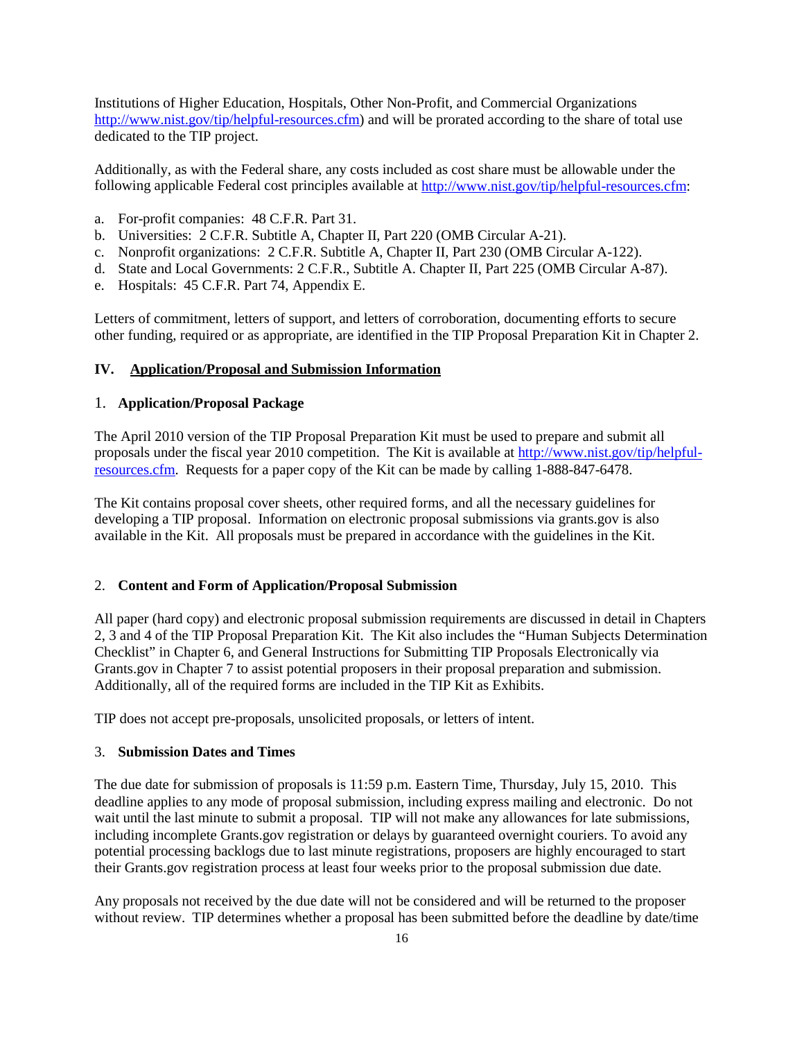Institutions of Higher Education, Hospitals, Other Non-Profit, and Commercial Organizations http://www.nist.gov/tip/helpful-resources.cfm) and will be prorated according to the share of total use dedicated to the TIP project.

Additionally, as with the Federal share, any costs included as cost share must be allowable under the following applicable Federal cost principles available at http://www.nist.gov/tip/helpful-resources.cfm:

a. For-profit companies: 48 C.F.R. Part 31.
b. Universities: 2 C.F.R. Subtitle A, Chapter II, Part 220 (OMB Circular A-21).
c. Nonprofit organizations: 2 C.F.R. Subtitle A, Chapter II, Part 230 (OMB Circular A-122).
d. State and Local Governments: 2 C.F.R., Subtitle A. Chapter II, Part 225 (OMB Circular A-87).
e. Hospitals: 45 C.F.R. Part 74, Appendix E.

Letters of commitment, letters of support, and letters of corroboration, documenting efforts to secure other funding, required or as appropriate, are identified in the TIP Proposal Preparation Kit in Chapter 2.

## IV. Application/Proposal and Submission Information

### 1. Application/Proposal Package

The April 2010 version of the TIP Proposal Preparation Kit must be used to prepare and submit all proposals under the fiscal year 2010 competition. The Kit is available at http://www.nist.gov/tip/helpful-resources.cfm. Requests for a paper copy of the Kit can be made by calling 1-888-847-6478.

The Kit contains proposal cover sheets, other required forms, and all the necessary guidelines for developing a TIP proposal. Information on electronic proposal submissions via grants.gov is also available in the Kit. All proposals must be prepared in accordance with the guidelines in the Kit.

### 2. Content and Form of Application/Proposal Submission

All paper (hard copy) and electronic proposal submission requirements are discussed in detail in Chapters 2, 3 and 4 of the TIP Proposal Preparation Kit. The Kit also includes the "Human Subjects Determination Checklist" in Chapter 6, and General Instructions for Submitting TIP Proposals Electronically via Grants.gov in Chapter 7 to assist potential proposers in their proposal preparation and submission. Additionally, all of the required forms are included in the TIP Kit as Exhibits.

TIP does not accept pre-proposals, unsolicited proposals, or letters of intent.

### 3. Submission Dates and Times

The due date for submission of proposals is 11:59 p.m. Eastern Time, Thursday, July 15, 2010. This deadline applies to any mode of proposal submission, including express mailing and electronic. Do not wait until the last minute to submit a proposal. TIP will not make any allowances for late submissions, including incomplete Grants.gov registration or delays by guaranteed overnight couriers. To avoid any potential processing backlogs due to last minute registrations, proposers are highly encouraged to start their Grants.gov registration process at least four weeks prior to the proposal submission due date.

Any proposals not received by the due date will not be considered and will be returned to the proposer without review. TIP determines whether a proposal has been submitted before the deadline by date/time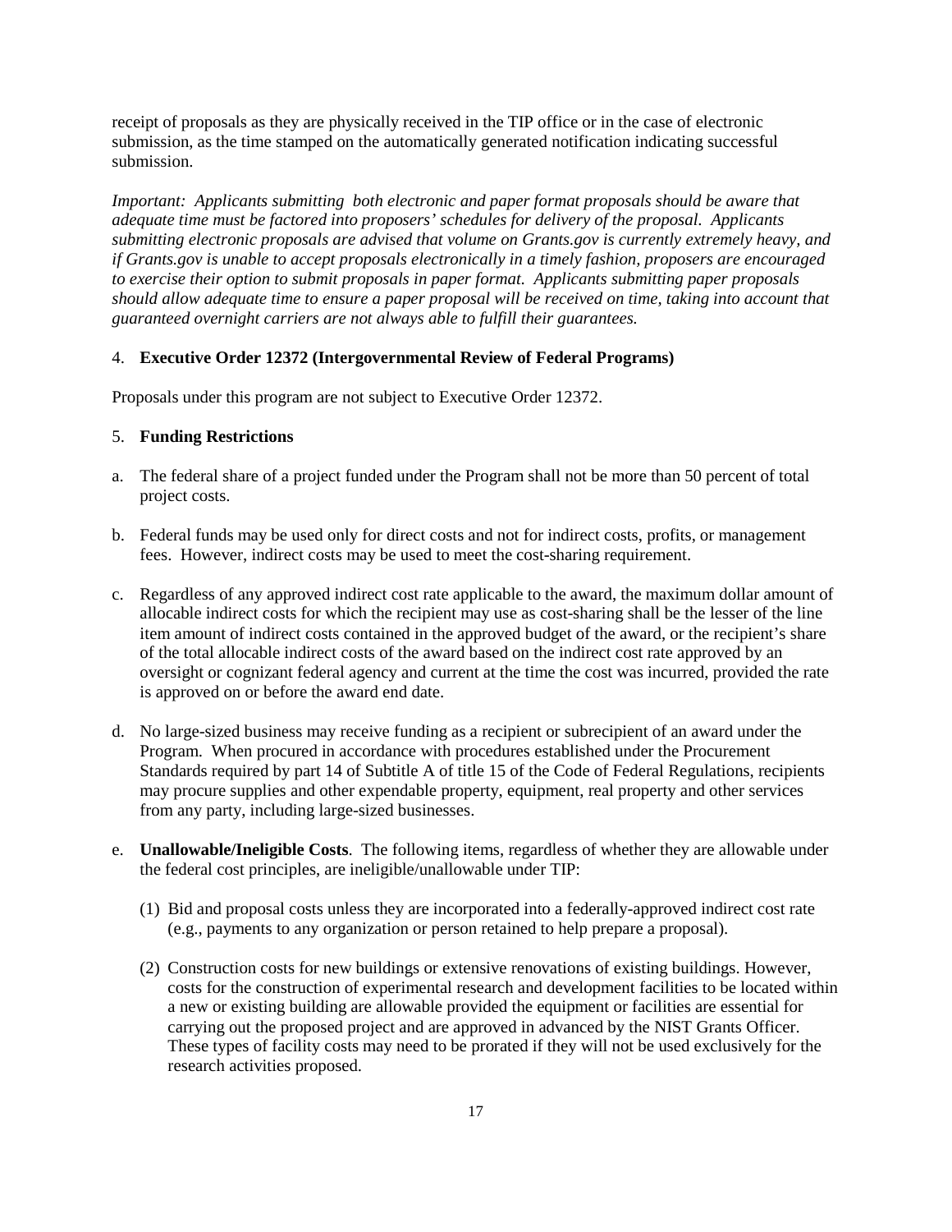receipt of proposals as they are physically received in the TIP office or in the case of electronic submission, as the time stamped on the automatically generated notification indicating successful submission.

*Important: Applicants submitting both electronic and paper format proposals should be aware that adequate time must be factored into proposers' schedules for delivery of the proposal. Applicants submitting electronic proposals are advised that volume on Grants.gov is currently extremely heavy, and if Grants.gov is unable to accept proposals electronically in a timely fashion, proposers are encouraged to exercise their option to submit proposals in paper format. Applicants submitting paper proposals should allow adequate time to ensure a paper proposal will be received on time, taking into account that guaranteed overnight carriers are not always able to fulfill their guarantees.*

4. **Executive Order 12372 (Intergovernmental Review of Federal Programs)**

Proposals under this program are not subject to Executive Order 12372.

5. **Funding Restrictions**

a. The federal share of a project funded under the Program shall not be more than 50 percent of total project costs.

b. Federal funds may be used only for direct costs and not for indirect costs, profits, or management fees. However, indirect costs may be used to meet the cost-sharing requirement.

c. Regardless of any approved indirect cost rate applicable to the award, the maximum dollar amount of allocable indirect costs for which the recipient may use as cost-sharing shall be the lesser of the line item amount of indirect costs contained in the approved budget of the award, or the recipient's share of the total allocable indirect costs of the award based on the indirect cost rate approved by an oversight or cognizant federal agency and current at the time the cost was incurred, provided the rate is approved on or before the award end date.

d. No large-sized business may receive funding as a recipient or subrecipient of an award under the Program. When procured in accordance with procedures established under the Procurement Standards required by part 14 of Subtitle A of title 15 of the Code of Federal Regulations, recipients may procure supplies and other expendable property, equipment, real property and other services from any party, including large-sized businesses.

e. **Unallowable/Ineligible Costs**. The following items, regardless of whether they are allowable under the federal cost principles, are ineligible/unallowable under TIP:

   (1) Bid and proposal costs unless they are incorporated into a federally-approved indirect cost rate (e.g., payments to any organization or person retained to help prepare a proposal).

   (2) Construction costs for new buildings or extensive renovations of existing buildings. However, costs for the construction of experimental research and development facilities to be located within a new or existing building are allowable provided the equipment or facilities are essential for carrying out the proposed project and are approved in advanced by the NIST Grants Officer. These types of facility costs may need to be prorated if they will not be used exclusively for the research activities proposed.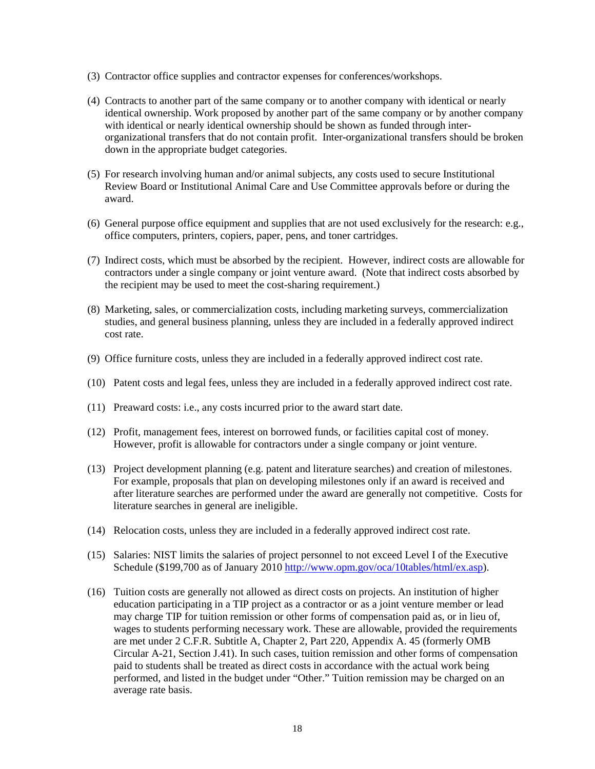(3) Contractor office supplies and contractor expenses for conferences/workshops.

(4) Contracts to another part of the same company or to another company with identical or nearly identical ownership. Work proposed by another part of the same company or by another company with identical or nearly identical ownership should be shown as funded through inter-organizational transfers that do not contain profit. Inter-organizational transfers should be broken down in the appropriate budget categories.

(5) For research involving human and/or animal subjects, any costs used to secure Institutional Review Board or Institutional Animal Care and Use Committee approvals before or during the award.

(6) General purpose office equipment and supplies that are not used exclusively for the research: e.g., office computers, printers, copiers, paper, pens, and toner cartridges.

(7) Indirect costs, which must be absorbed by the recipient. However, indirect costs are allowable for contractors under a single company or joint venture award. (Note that indirect costs absorbed by the recipient may be used to meet the cost-sharing requirement.)

(8) Marketing, sales, or commercialization costs, including marketing surveys, commercialization studies, and general business planning, unless they are included in a federally approved indirect cost rate.

(9) Office furniture costs, unless they are included in a federally approved indirect cost rate.

(10) Patent costs and legal fees, unless they are included in a federally approved indirect cost rate.

(11) Preaward costs: i.e., any costs incurred prior to the award start date.

(12) Profit, management fees, interest on borrowed funds, or facilities capital cost of money. However, profit is allowable for contractors under a single company or joint venture.

(13) Project development planning (e.g. patent and literature searches) and creation of milestones. For example, proposals that plan on developing milestones only if an award is received and after literature searches are performed under the award are generally not competitive. Costs for literature searches in general are ineligible.

(14) Relocation costs, unless they are included in a federally approved indirect cost rate.

(15) Salaries: NIST limits the salaries of project personnel to not exceed Level I of the Executive Schedule ($199,700 as of January 2010 [http://www.opm.gov/oca/10tables/html/ex.asp](http://www.opm.gov/oca/10tables/html/ex.asp)).

(16) Tuition costs are generally not allowed as direct costs on projects. An institution of higher education participating in a TIP project as a contractor or as a joint venture member or lead may charge TIP for tuition remission or other forms of compensation paid as, or in lieu of, wages to students performing necessary work. These are allowable, provided the requirements are met under 2 C.F.R. Subtitle A, Chapter 2, Part 220, Appendix A. 45 (formerly OMB Circular A-21, Section J.41). In such cases, tuition remission and other forms of compensation paid to students shall be treated as direct costs in accordance with the actual work being performed, and listed in the budget under "Other." Tuition remission may be charged on an average rate basis.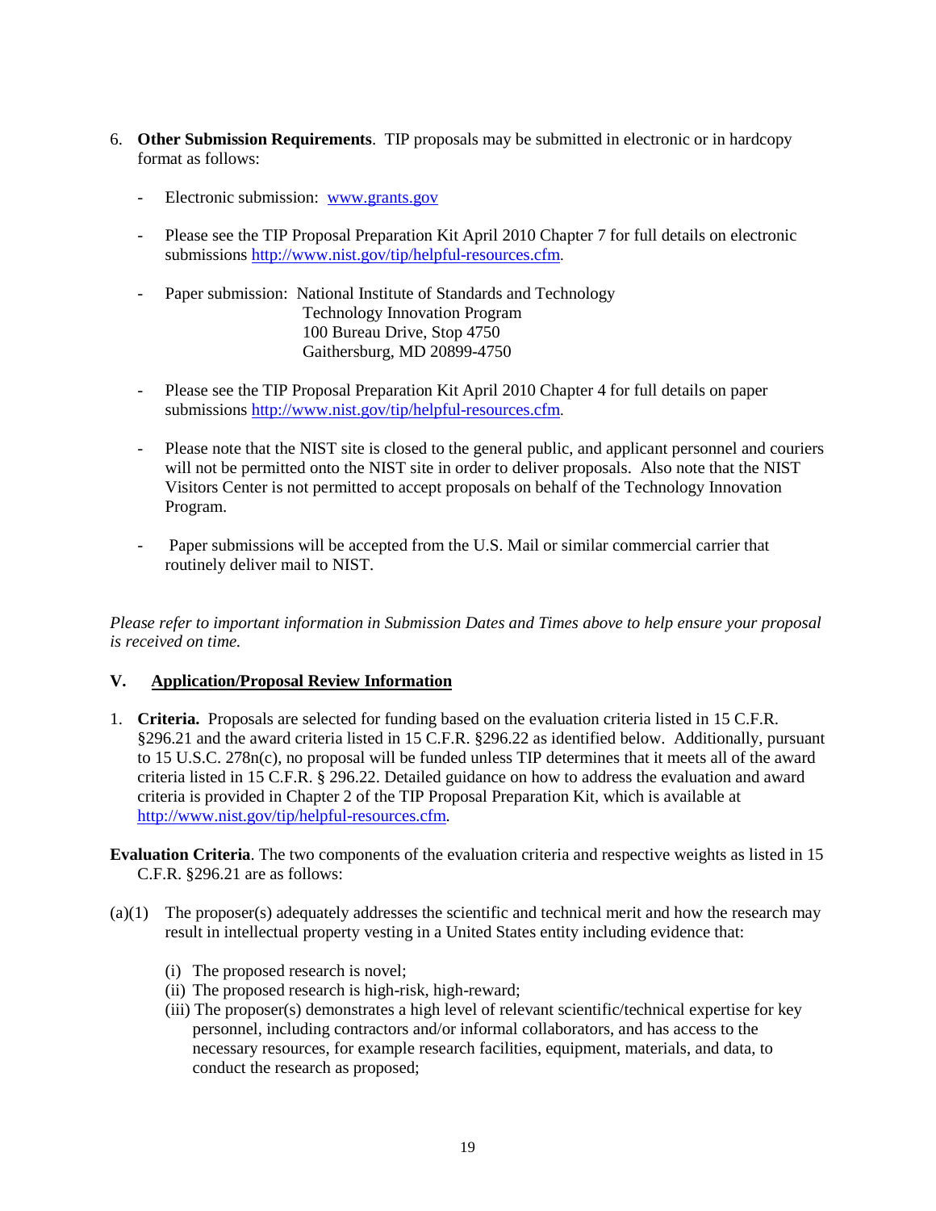6. **Other Submission Requirements**. TIP proposals may be submitted in electronic or in hardcopy format as follows:

   - Electronic submission: [www.grants.gov](http://www.grants.gov)

   - Please see the TIP Proposal Preparation Kit April 2010 Chapter 7 for full details on electronic submissions [http://www.nist.gov/tip/helpful-resources.cfm](http://www.nist.gov/tip/helpful-resources.cfm).

   - Paper submission: National Institute of Standards and Technology
     Technology Innovation Program
     100 Bureau Drive, Stop 4750
     Gaithersburg, MD 20899-4750

   - Please see the TIP Proposal Preparation Kit April 2010 Chapter 4 for full details on paper submissions [http://www.nist.gov/tip/helpful-resources.cfm](http://www.nist.gov/tip/helpful-resources.cfm).

   - Please note that the NIST site is closed to the general public, and applicant personnel and couriers will not be permitted onto the NIST site in order to deliver proposals. Also note that the NIST Visitors Center is not permitted to accept proposals on behalf of the Technology Innovation Program.

   - Paper submissions will be accepted from the U.S. Mail or similar commercial carrier that routinely deliver mail to NIST.

*Please refer to important information in Submission Dates and Times above to help ensure your proposal is received on time.*

## V. Application/Proposal Review Information

1. **Criteria.** Proposals are selected for funding based on the evaluation criteria listed in 15 C.F.R. §296.21 and the award criteria listed in 15 C.F.R. §296.22 as identified below. Additionally, pursuant to 15 U.S.C. 278n(c), no proposal will be funded unless TIP determines that it meets all of the award criteria listed in 15 C.F.R. § 296.22. Detailed guidance on how to address the evaluation and award criteria is provided in Chapter 2 of the TIP Proposal Preparation Kit, which is available at [http://www.nist.gov/tip/helpful-resources.cfm](http://www.nist.gov/tip/helpful-resources.cfm).

**Evaluation Criteria**. The two components of the evaluation criteria and respective weights as listed in 15 C.F.R. §296.21 are as follows:

(a)(1) The proposer(s) adequately addresses the scientific and technical merit and how the research may result in intellectual property vesting in a United States entity including evidence that:

   (i) The proposed research is novel;
   (ii) The proposed research is high-risk, high-reward;
   (iii) The proposer(s) demonstrates a high level of relevant scientific/technical expertise for key personnel, including contractors and/or informal collaborators, and has access to the necessary resources, for example research facilities, equipment, materials, and data, to conduct the research as proposed;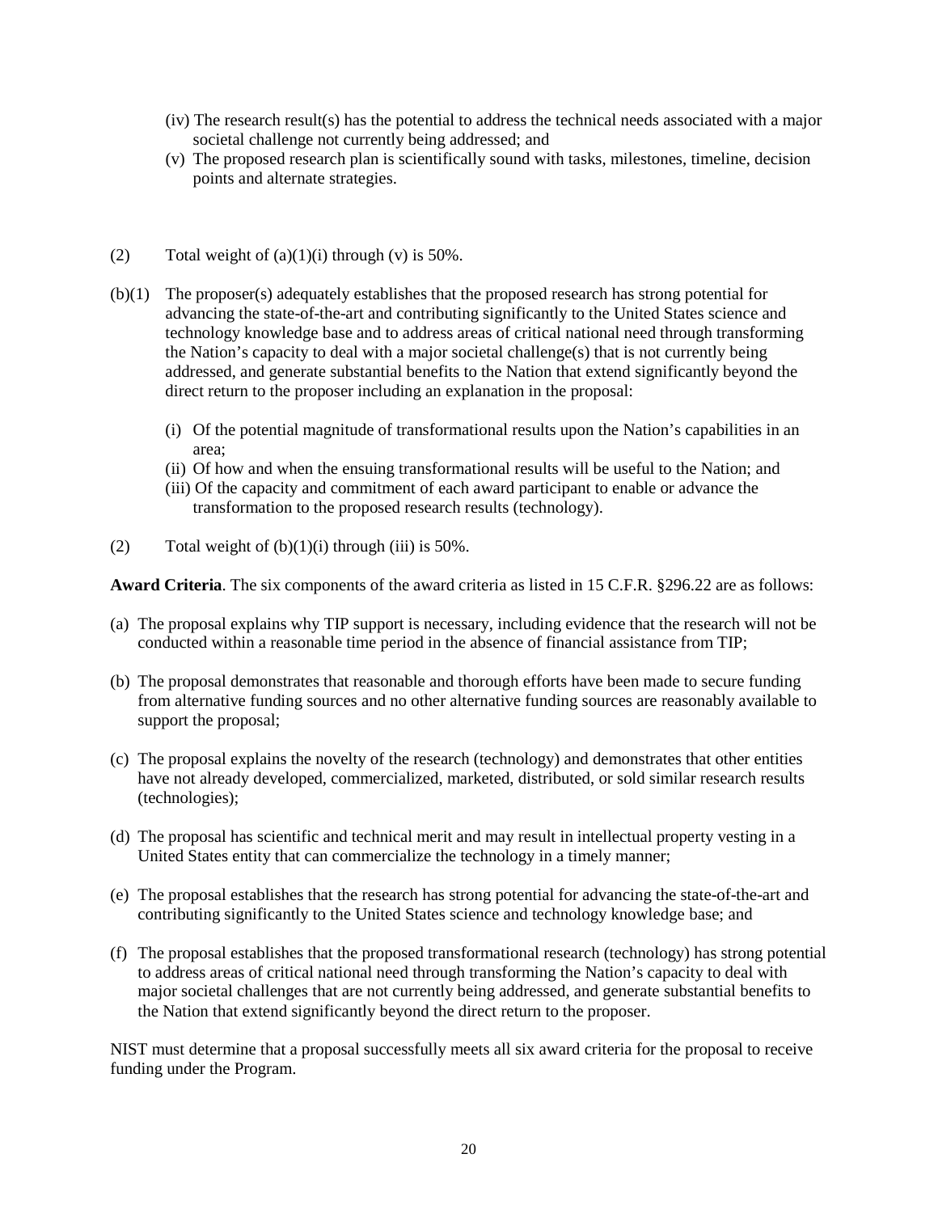(iv) The research result(s) has the potential to address the technical needs associated with a major societal challenge not currently being addressed; and

(v) The proposed research plan is scientifically sound with tasks, milestones, timeline, decision points and alternate strategies.

(2) Total weight of (a)(1)(i) through (v) is 50%.

(b)(1) The proposer(s) adequately establishes that the proposed research has strong potential for advancing the state-of-the-art and contributing significantly to the United States science and technology knowledge base and to address areas of critical national need through transforming the Nation's capacity to deal with a major societal challenge(s) that is not currently being addressed, and generate substantial benefits to the Nation that extend significantly beyond the direct return to the proposer including an explanation in the proposal:

(i) Of the potential magnitude of transformational results upon the Nation's capabilities in an area;

(ii) Of how and when the ensuing transformational results will be useful to the Nation; and

(iii) Of the capacity and commitment of each award participant to enable or advance the transformation to the proposed research results (technology).

(2) Total weight of (b)(1)(i) through (iii) is 50%.

**Award Criteria**. The six components of the award criteria as listed in 15 C.F.R. §296.22 are as follows:

(a) The proposal explains why TIP support is necessary, including evidence that the research will not be conducted within a reasonable time period in the absence of financial assistance from TIP;

(b) The proposal demonstrates that reasonable and thorough efforts have been made to secure funding from alternative funding sources and no other alternative funding sources are reasonably available to support the proposal;

(c) The proposal explains the novelty of the research (technology) and demonstrates that other entities have not already developed, commercialized, marketed, distributed, or sold similar research results (technologies);

(d) The proposal has scientific and technical merit and may result in intellectual property vesting in a United States entity that can commercialize the technology in a timely manner;

(e) The proposal establishes that the research has strong potential for advancing the state-of-the-art and contributing significantly to the United States science and technology knowledge base; and

(f) The proposal establishes that the proposed transformational research (technology) has strong potential to address areas of critical national need through transforming the Nation's capacity to deal with major societal challenges that are not currently being addressed, and generate substantial benefits to the Nation that extend significantly beyond the direct return to the proposer.

NIST must determine that a proposal successfully meets all six award criteria for the proposal to receive funding under the Program.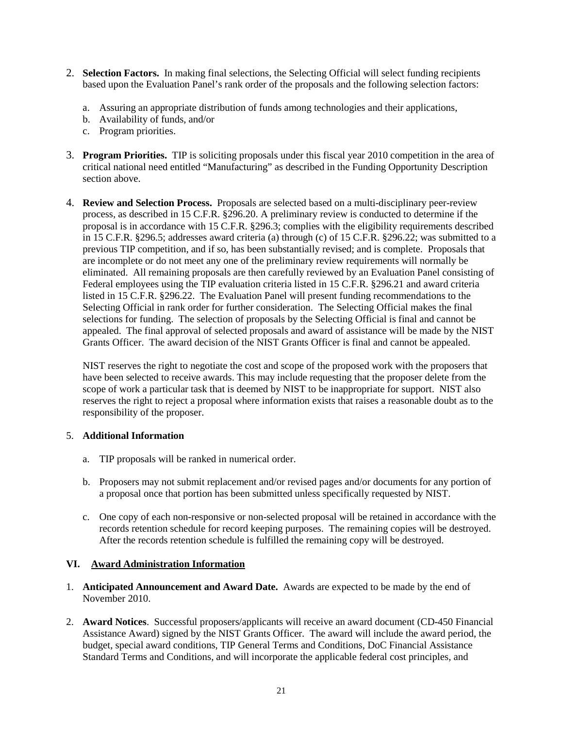2. **Selection Factors.** In making final selections, the Selecting Official will select funding recipients based upon the Evaluation Panel's rank order of the proposals and the following selection factors:

   a. Assuring an appropriate distribution of funds among technologies and their applications,
   b. Availability of funds, and/or
   c. Program priorities.

3. **Program Priorities.** TIP is soliciting proposals under this fiscal year 2010 competition in the area of critical national need entitled "Manufacturing" as described in the Funding Opportunity Description section above.

4. **Review and Selection Process.** Proposals are selected based on a multi-disciplinary peer-review process, as described in 15 C.F.R. §296.20. A preliminary review is conducted to determine if the proposal is in accordance with 15 C.F.R. §296.3; complies with the eligibility requirements described in 15 C.F.R. §296.5; addresses award criteria (a) through (c) of 15 C.F.R. §296.22; was submitted to a previous TIP competition, and if so, has been substantially revised; and is complete. Proposals that are incomplete or do not meet any one of the preliminary review requirements will normally be eliminated. All remaining proposals are then carefully reviewed by an Evaluation Panel consisting of Federal employees using the TIP evaluation criteria listed in 15 C.F.R. §296.21 and award criteria listed in 15 C.F.R. §296.22. The Evaluation Panel will present funding recommendations to the Selecting Official in rank order for further consideration. The Selecting Official makes the final selections for funding. The selection of proposals by the Selecting Official is final and cannot be appealed. The final approval of selected proposals and award of assistance will be made by the NIST Grants Officer. The award decision of the NIST Grants Officer is final and cannot be appealed.

   NIST reserves the right to negotiate the cost and scope of the proposed work with the proposers that have been selected to receive awards. This may include requesting that the proposer delete from the scope of work a particular task that is deemed by NIST to be inappropriate for support. NIST also reserves the right to reject a proposal where information exists that raises a reasonable doubt as to the responsibility of the proposer.

5. **Additional Information**

   a. TIP proposals will be ranked in numerical order.

   b. Proposers may not submit replacement and/or revised pages and/or documents for any portion of a proposal once that portion has been submitted unless specifically requested by NIST.

   c. One copy of each non-responsive or non-selected proposal will be retained in accordance with the records retention schedule for record keeping purposes. The remaining copies will be destroyed. After the records retention schedule is fulfilled the remaining copy will be destroyed.

## VI. Award Administration Information

1. **Anticipated Announcement and Award Date.** Awards are expected to be made by the end of November 2010.

2. **Award Notices**. Successful proposers/applicants will receive an award document (CD-450 Financial Assistance Award) signed by the NIST Grants Officer. The award will include the award period, the budget, special award conditions, TIP General Terms and Conditions, DoC Financial Assistance Standard Terms and Conditions, and will incorporate the applicable federal cost principles, and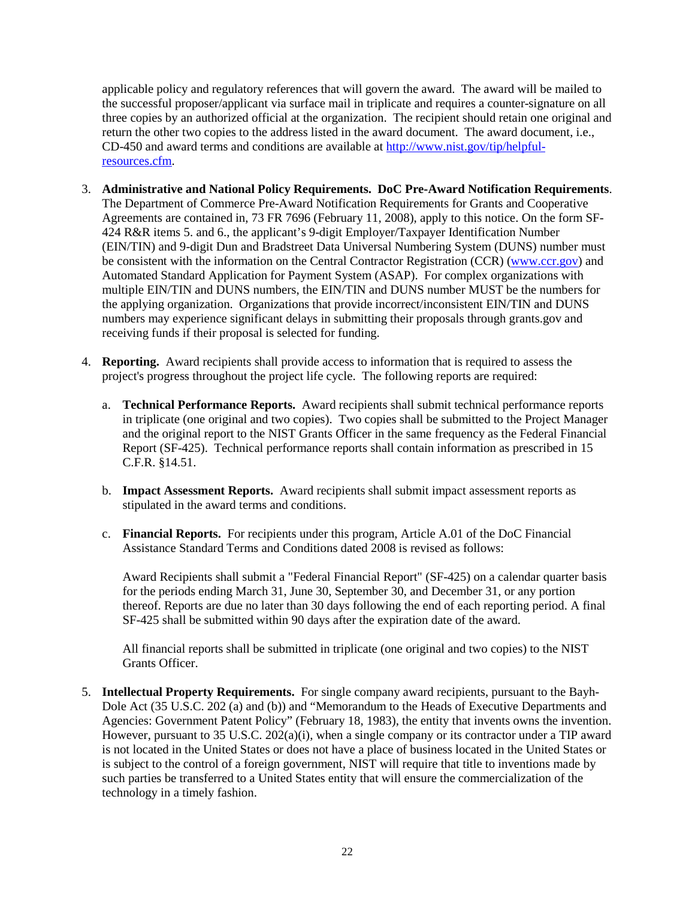applicable policy and regulatory references that will govern the award. The award will be mailed to the successful proposer/applicant via surface mail in triplicate and requires a counter-signature on all three copies by an authorized official at the organization. The recipient should retain one original and return the other two copies to the address listed in the award document. The award document, i.e., CD-450 and award terms and conditions are available at [http://www.nist.gov/tip/helpful-resources.cfm](http://www.nist.gov/tip/helpful-resources.cfm).

3. **Administrative and National Policy Requirements. DoC Pre-Award Notification Requirements**. The Department of Commerce Pre-Award Notification Requirements for Grants and Cooperative Agreements are contained in, 73 FR 7696 (February 11, 2008), apply to this notice. On the form SF-424 R&R items 5. and 6., the applicant's 9-digit Employer/Taxpayer Identification Number (EIN/TIN) and 9-digit Dun and Bradstreet Data Universal Numbering System (DUNS) number must be consistent with the information on the Central Contractor Registration (CCR) ([www.ccr.gov](www.ccr.gov)) and Automated Standard Application for Payment System (ASAP). For complex organizations with multiple EIN/TIN and DUNS numbers, the EIN/TIN and DUNS number MUST be the numbers for the applying organization. Organizations that provide incorrect/inconsistent EIN/TIN and DUNS numbers may experience significant delays in submitting their proposals through grants.gov and receiving funds if their proposal is selected for funding.

4. **Reporting.** Award recipients shall provide access to information that is required to assess the project's progress throughout the project life cycle. The following reports are required:

   a. **Technical Performance Reports.** Award recipients shall submit technical performance reports in triplicate (one original and two copies). Two copies shall be submitted to the Project Manager and the original report to the NIST Grants Officer in the same frequency as the Federal Financial Report (SF-425). Technical performance reports shall contain information as prescribed in 15 C.F.R. §14.51.

   b. **Impact Assessment Reports.** Award recipients shall submit impact assessment reports as stipulated in the award terms and conditions.

   c. **Financial Reports.** For recipients under this program, Article A.01 of the DoC Financial Assistance Standard Terms and Conditions dated 2008 is revised as follows:

      Award Recipients shall submit a "Federal Financial Report" (SF-425) on a calendar quarter basis for the periods ending March 31, June 30, September 30, and December 31, or any portion thereof. Reports are due no later than 30 days following the end of each reporting period. A final SF-425 shall be submitted within 90 days after the expiration date of the award.

      All financial reports shall be submitted in triplicate (one original and two copies) to the NIST Grants Officer.

5. **Intellectual Property Requirements.** For single company award recipients, pursuant to the Bayh-Dole Act (35 U.S.C. 202 (a) and (b)) and "Memorandum to the Heads of Executive Departments and Agencies: Government Patent Policy" (February 18, 1983), the entity that invents owns the invention. However, pursuant to 35 U.S.C. 202(a)(i), when a single company or its contractor under a TIP award is not located in the United States or does not have a place of business located in the United States or is subject to the control of a foreign government, NIST will require that title to inventions made by such parties be transferred to a United States entity that will ensure the commercialization of the technology in a timely fashion.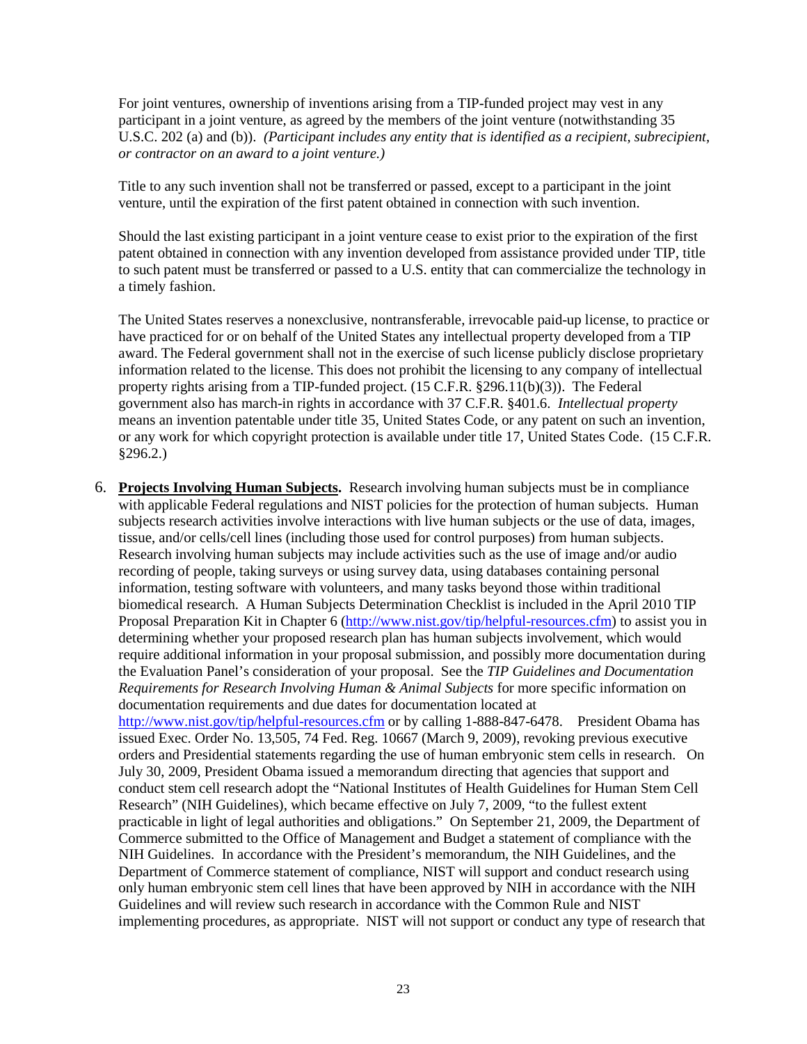For joint ventures, ownership of inventions arising from a TIP-funded project may vest in any participant in a joint venture, as agreed by the members of the joint venture (notwithstanding 35 U.S.C. 202 (a) and (b)). *(Participant includes any entity that is identified as a recipient, subrecipient, or contractor on an award to a joint venture.)*

Title to any such invention shall not be transferred or passed, except to a participant in the joint venture, until the expiration of the first patent obtained in connection with such invention.

Should the last existing participant in a joint venture cease to exist prior to the expiration of the first patent obtained in connection with any invention developed from assistance provided under TIP, title to such patent must be transferred or passed to a U.S. entity that can commercialize the technology in a timely fashion.

The United States reserves a nonexclusive, nontransferable, irrevocable paid-up license, to practice or have practiced for or on behalf of the United States any intellectual property developed from a TIP award. The Federal government shall not in the exercise of such license publicly disclose proprietary information related to the license. This does not prohibit the licensing to any company of intellectual property rights arising from a TIP-funded project. (15 C.F.R. §296.11(b)(3)). The Federal government also has march-in rights in accordance with 37 C.F.R. §401.6. *Intellectual property* means an invention patentable under title 35, United States Code, or any patent on such an invention, or any work for which copyright protection is available under title 17, United States Code. (15 C.F.R. §296.2.)

6. **Projects Involving Human Subjects.** Research involving human subjects must be in compliance with applicable Federal regulations and NIST policies for the protection of human subjects. Human subjects research activities involve interactions with live human subjects or the use of data, images, tissue, and/or cells/cell lines (including those used for control purposes) from human subjects. Research involving human subjects may include activities such as the use of image and/or audio recording of people, taking surveys or using survey data, using databases containing personal information, testing software with volunteers, and many tasks beyond those within traditional biomedical research. A Human Subjects Determination Checklist is included in the April 2010 TIP Proposal Preparation Kit in Chapter 6 (http://www.nist.gov/tip/helpful-resources.cfm) to assist you in determining whether your proposed research plan has human subjects involvement, which would require additional information in your proposal submission, and possibly more documentation during the Evaluation Panel's consideration of your proposal. See the *TIP Guidelines and Documentation Requirements for Research Involving Human & Animal Subjects* for more specific information on documentation requirements and due dates for documentation located at http://www.nist.gov/tip/helpful-resources.cfm or by calling 1-888-847-6478. President Obama has issued Exec. Order No. 13,505, 74 Fed. Reg. 10667 (March 9, 2009), revoking previous executive orders and Presidential statements regarding the use of human embryonic stem cells in research. On July 30, 2009, President Obama issued a memorandum directing that agencies that support and conduct stem cell research adopt the "National Institutes of Health Guidelines for Human Stem Cell Research" (NIH Guidelines), which became effective on July 7, 2009, "to the fullest extent practicable in light of legal authorities and obligations." On September 21, 2009, the Department of Commerce submitted to the Office of Management and Budget a statement of compliance with the NIH Guidelines. In accordance with the President's memorandum, the NIH Guidelines, and the Department of Commerce statement of compliance, NIST will support and conduct research using only human embryonic stem cell lines that have been approved by NIH in accordance with the NIH Guidelines and will review such research in accordance with the Common Rule and NIST implementing procedures, as appropriate. NIST will not support or conduct any type of research that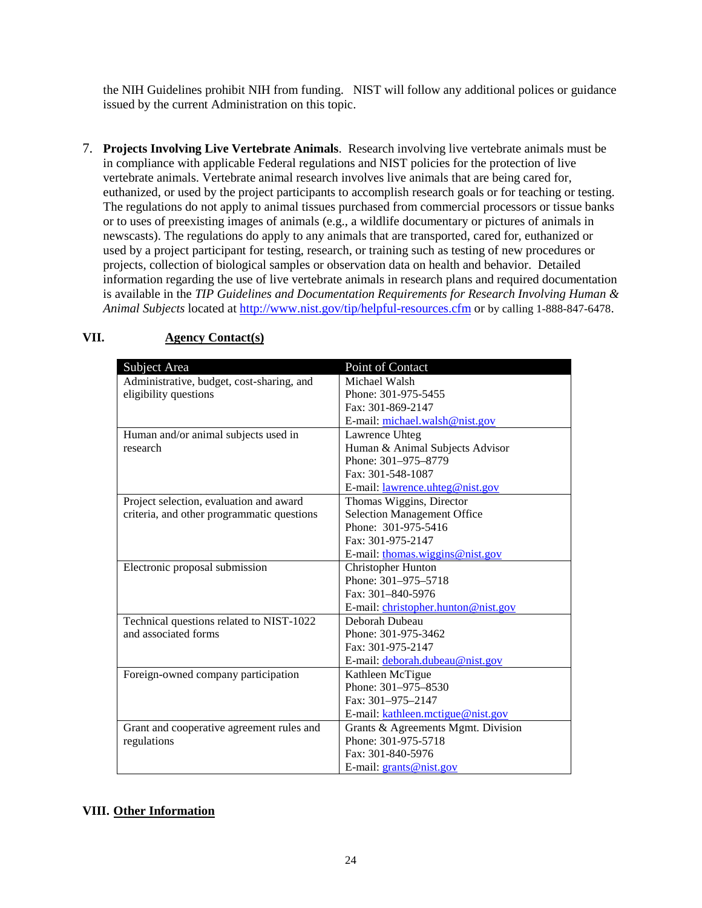the NIH Guidelines prohibit NIH from funding. NIST will follow any additional polices or guidance issued by the current Administration on this topic.

7. **Projects Involving Live Vertebrate Animals**. Research involving live vertebrate animals must be in compliance with applicable Federal regulations and NIST policies for the protection of live vertebrate animals. Vertebrate animal research involves live animals that are being cared for, euthanized, or used by the project participants to accomplish research goals or for teaching or testing. The regulations do not apply to animal tissues purchased from commercial processors or tissue banks or to uses of preexisting images of animals (e.g., a wildlife documentary or pictures of animals in newscasts). The regulations do apply to any animals that are transported, cared for, euthanized or used by a project participant for testing, research, or training such as testing of new procedures or projects, collection of biological samples or observation data on health and behavior. Detailed information regarding the use of live vertebrate animals in research plans and required documentation is available in the *TIP Guidelines and Documentation Requirements for Research Involving Human & Animal Subjects* located at http://www.nist.gov/tip/helpful-resources.cfm or by calling 1-888-847-6478.

## VII. Agency Contact(s)

| Subject Area | Point of Contact |
|---|---|
| Administrative, budget, cost-sharing, and eligibility questions | Michael Walsh<br>Phone: 301-975-5455<br>Fax: 301-869-2147<br>E-mail: michael.walsh@nist.gov |
| Human and/or animal subjects used in research | Lawrence Uhteg<br>Human & Animal Subjects Advisor<br>Phone: 301–975–8779<br>Fax: 301-548-1087<br>E-mail: lawrence.uhteg@nist.gov |
| Project selection, evaluation and award criteria, and other programmatic questions | Thomas Wiggins, Director<br>Selection Management Office<br>Phone: 301-975-5416<br>Fax: 301-975-2147<br>E-mail: thomas.wiggins@nist.gov |
| Electronic proposal submission | Christopher Hunton<br>Phone: 301–975–5718<br>Fax: 301–840-5976<br>E-mail: christopher.hunton@nist.gov |
| Technical questions related to NIST-1022 and associated forms | Deborah Dubeau<br>Phone: 301-975-3462<br>Fax: 301-975-2147<br>E-mail: deborah.dubeau@nist.gov |
| Foreign-owned company participation | Kathleen McTigue<br>Phone: 301–975–8530<br>Fax: 301–975–2147<br>E-mail: kathleen.mctigue@nist.gov |
| Grant and cooperative agreement rules and regulations | Grants & Agreements Mgmt. Division<br>Phone: 301-975-5718<br>Fax: 301-840-5976<br>E-mail: grants@nist.gov |

## VIII. Other Information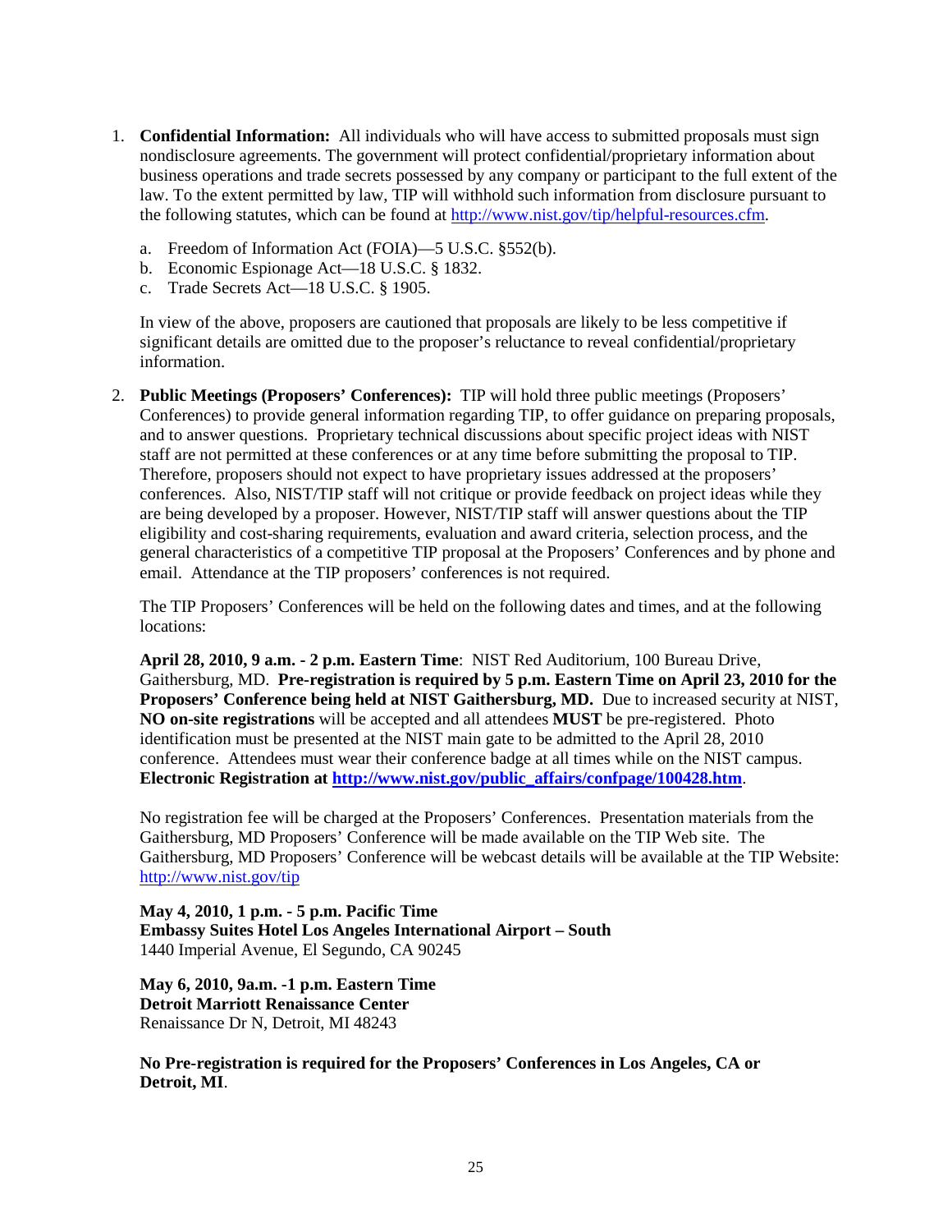1. **Confidential Information:** All individuals who will have access to submitted proposals must sign nondisclosure agreements. The government will protect confidential/proprietary information about business operations and trade secrets possessed by any company or participant to the full extent of the law. To the extent permitted by law, TIP will withhold such information from disclosure pursuant to the following statutes, which can be found at http://www.nist.gov/tip/helpful-resources.cfm.

   a. Freedom of Information Act (FOIA)—5 U.S.C. §552(b).
   b. Economic Espionage Act—18 U.S.C. § 1832.
   c. Trade Secrets Act—18 U.S.C. § 1905.

   In view of the above, proposers are cautioned that proposals are likely to be less competitive if significant details are omitted due to the proposer's reluctance to reveal confidential/proprietary information.

2. **Public Meetings (Proposers' Conferences):** TIP will hold three public meetings (Proposers' Conferences) to provide general information regarding TIP, to offer guidance on preparing proposals, and to answer questions. Proprietary technical discussions about specific project ideas with NIST staff are not permitted at these conferences or at any time before submitting the proposal to TIP. Therefore, proposers should not expect to have proprietary issues addressed at the proposers' conferences. Also, NIST/TIP staff will not critique or provide feedback on project ideas while they are being developed by a proposer. However, NIST/TIP staff will answer questions about the TIP eligibility and cost-sharing requirements, evaluation and award criteria, selection process, and the general characteristics of a competitive TIP proposal at the Proposers' Conferences and by phone and email. Attendance at the TIP proposers' conferences is not required.

   The TIP Proposers' Conferences will be held on the following dates and times, and at the following locations:

   **April 28, 2010, 9 a.m. - 2 p.m. Eastern Time**: NIST Red Auditorium, 100 Bureau Drive, Gaithersburg, MD. **Pre-registration is required by 5 p.m. Eastern Time on April 23, 2010 for the Proposers' Conference being held at NIST Gaithersburg, MD.** Due to increased security at NIST, **NO on-site registrations** will be accepted and all attendees **MUST** be pre-registered. Photo identification must be presented at the NIST main gate to be admitted to the April 28, 2010 conference. Attendees must wear their conference badge at all times while on the NIST campus. **Electronic Registration at http://www.nist.gov/public_affairs/confpage/100428.htm**.

   No registration fee will be charged at the Proposers' Conferences. Presentation materials from the Gaithersburg, MD Proposers' Conference will be made available on the TIP Web site. The Gaithersburg, MD Proposers' Conference will be webcast details will be available at the TIP Website: http://www.nist.gov/tip

   **May 4, 2010, 1 p.m. - 5 p.m. Pacific Time**
   **Embassy Suites Hotel Los Angeles International Airport – South**
   1440 Imperial Avenue, El Segundo, CA 90245

   **May 6, 2010, 9a.m. -1 p.m. Eastern Time**
   **Detroit Marriott Renaissance Center**
   Renaissance Dr N, Detroit, MI 48243

   **No Pre-registration is required for the Proposers' Conferences in Los Angeles, CA or Detroit, MI**.